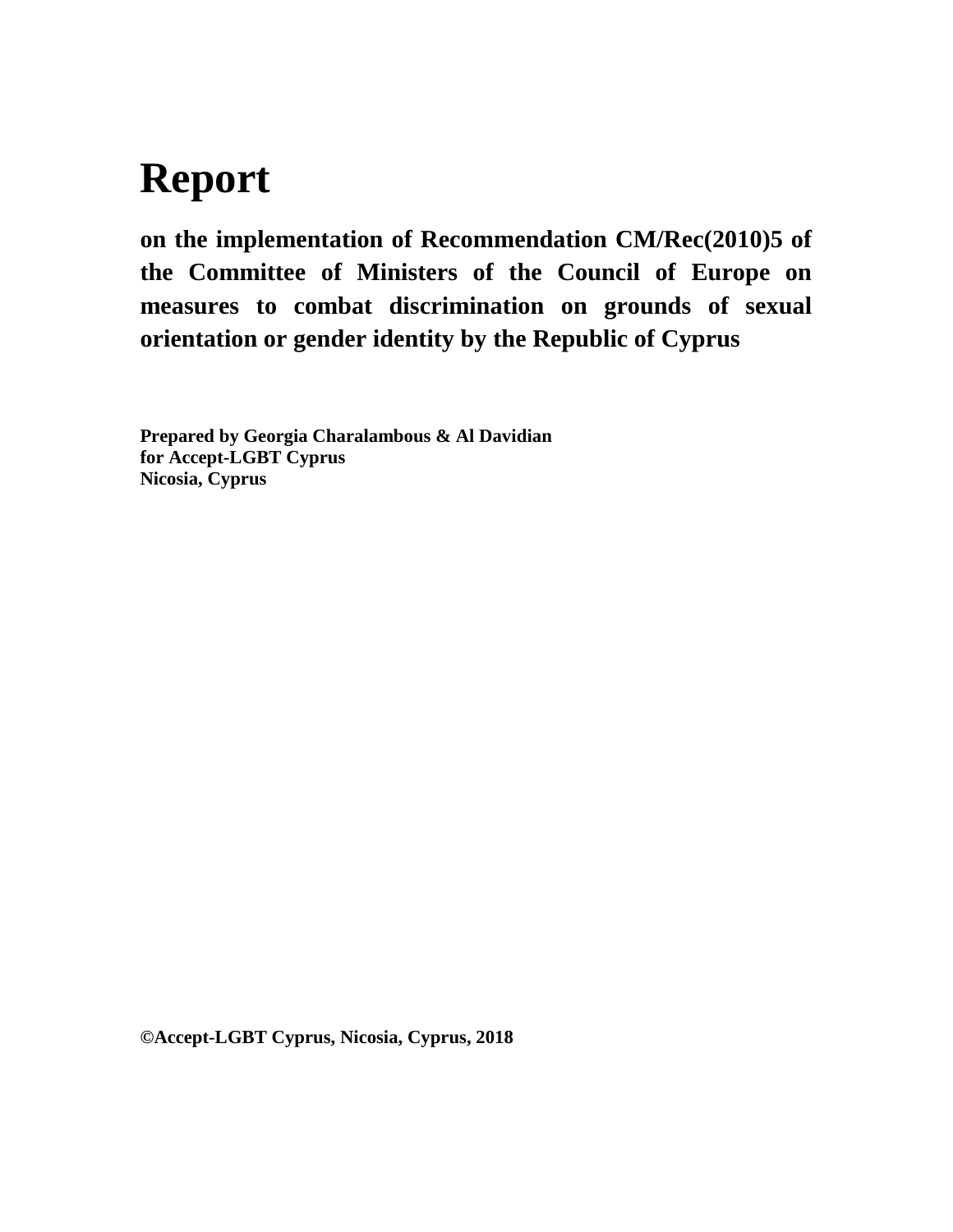# Report

## on the implementation of Recommendation CM/Rec(2010)5 of the Committee of Ministers of the Council of Europe on measures to combat discrimination on grounds of sexual orientation or gender identity by the Republic of Cyprus

**Prepared by Georgia Charalambous & Al Davidian**
**for Accept-LGBT Cyprus**
**Nicosia, Cyprus**

**©Accept-LGBT Cyprus, Nicosia, Cyprus, 2018**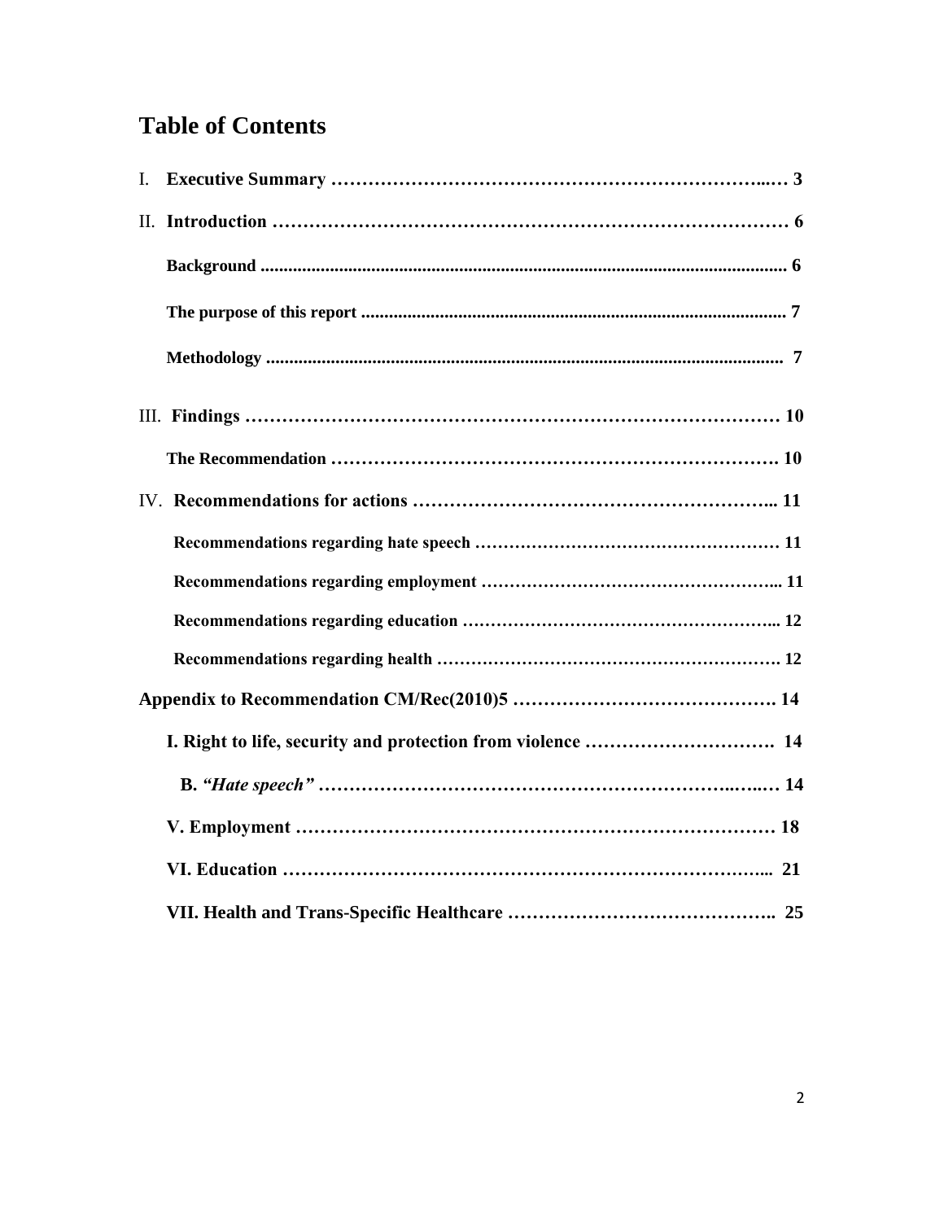# Table of Contents

I. **Executive Summary ……………………………………………………………..… 3**

II. **Introduction ……………………………………………………………………… 6**

**Background ................................................................................................................ 6**

**The purpose of this report ............................................................................................ 7**

**Methodology ................................................................................................................ 7**

III. **Findings ………………………………………………………………………… 10**

**The Recommendation ………………………………………………………………. 10**

IV. **Recommendations for actions …………………………………………………... 11**

**Recommendations regarding hate speech ………………………………………………… 11**

**Recommendations regarding employment ………………………………………………... 11**

**Recommendations regarding education ………………………………………………... 12**

**Recommendations regarding health ……………………………………………………. 12**

**Appendix to Recommendation CM/Rec(2010)5 ……………………………………. 14**

**I. Right to life, security and protection from violence …………………………. 14**

**B. *“Hate speech”* ……………………………………………………………..…..… 14**

**V. Employment ………………………………………………………………………… 18**

**VI. Education ………………………………………………………………….…... 21**

**VII. Health and Trans-Specific Healthcare …………………………………….. 25**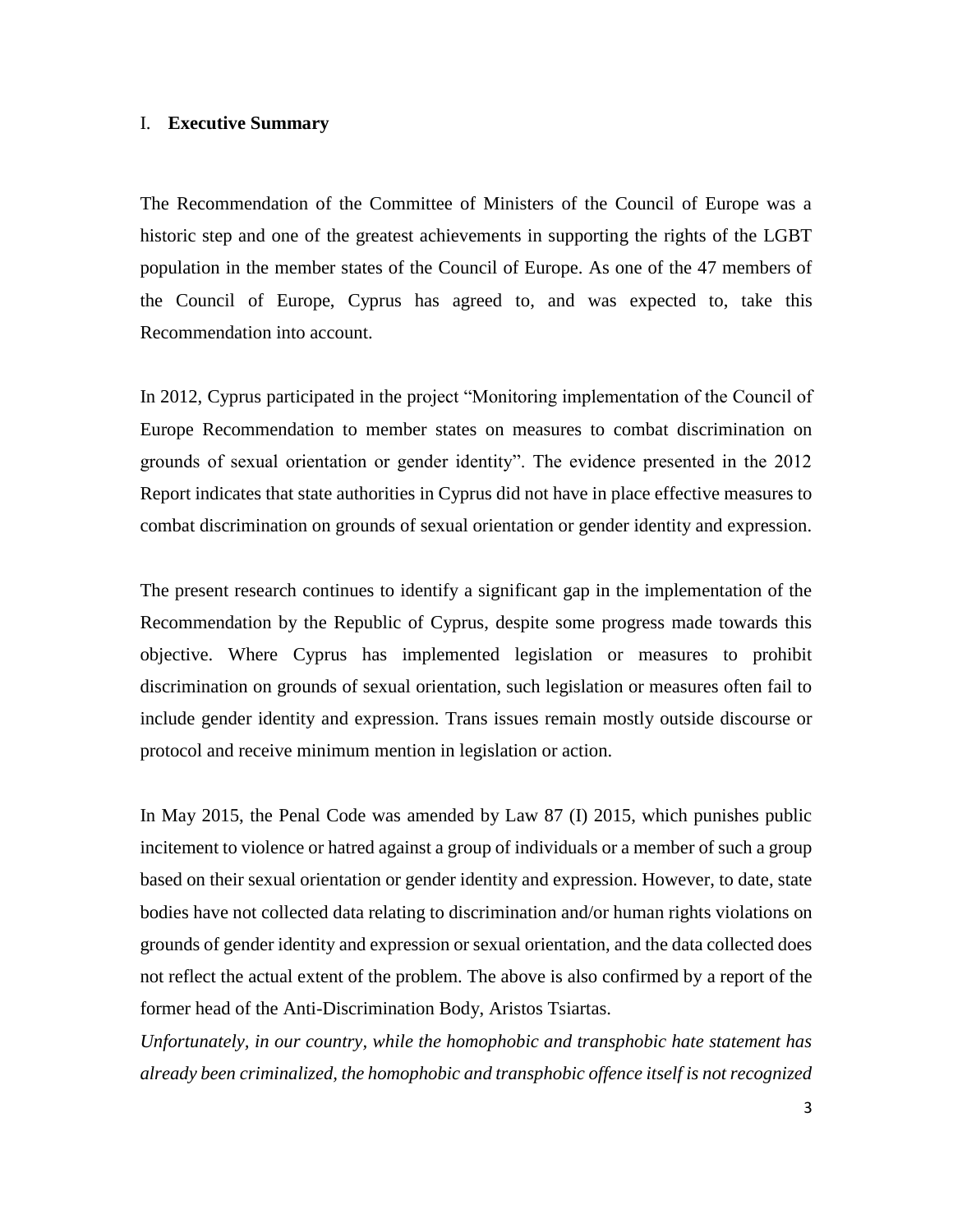## I. **Executive Summary**

The Recommendation of the Committee of Ministers of the Council of Europe was a historic step and one of the greatest achievements in supporting the rights of the LGBT population in the member states of the Council of Europe. As one of the 47 members of the Council of Europe, Cyprus has agreed to, and was expected to, take this Recommendation into account.

In 2012, Cyprus participated in the project "Monitoring implementation of the Council of Europe Recommendation to member states on measures to combat discrimination on grounds of sexual orientation or gender identity". The evidence presented in the 2012 Report indicates that state authorities in Cyprus did not have in place effective measures to combat discrimination on grounds of sexual orientation or gender identity and expression.

The present research continues to identify a significant gap in the implementation of the Recommendation by the Republic of Cyprus, despite some progress made towards this objective. Where Cyprus has implemented legislation or measures to prohibit discrimination on grounds of sexual orientation, such legislation or measures often fail to include gender identity and expression. Trans issues remain mostly outside discourse or protocol and receive minimum mention in legislation or action.

In May 2015, the Penal Code was amended by Law 87 (I) 2015, which punishes public incitement to violence or hatred against a group of individuals or a member of such a group based on their sexual orientation or gender identity and expression. However, to date, state bodies have not collected data relating to discrimination and/or human rights violations on grounds of gender identity and expression or sexual orientation, and the data collected does not reflect the actual extent of the problem. The above is also confirmed by a report of the former head of the Anti-Discrimination Body, Aristos Tsiartas.

*Unfortunately, in our country, while the homophobic and transphobic hate statement has already been criminalized, the homophobic and transphobic offence itself is not recognized*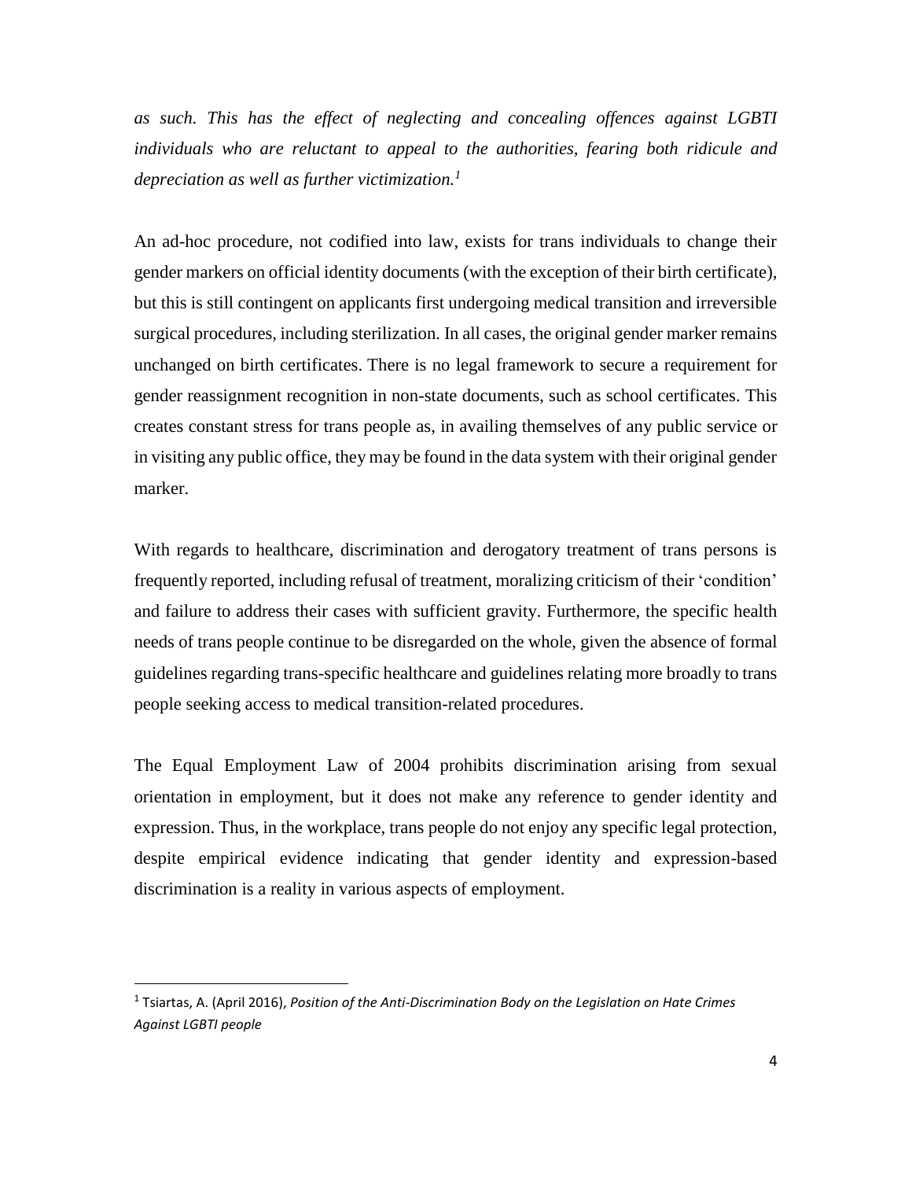*as such. This has the effect of neglecting and concealing offences against LGBTI individuals who are reluctant to appeal to the authorities, fearing both ridicule and depreciation as well as further victimization.*[1]

An ad-hoc procedure, not codified into law, exists for trans individuals to change their gender markers on official identity documents (with the exception of their birth certificate), but this is still contingent on applicants first undergoing medical transition and irreversible surgical procedures, including sterilization. In all cases, the original gender marker remains unchanged on birth certificates. There is no legal framework to secure a requirement for gender reassignment recognition in non-state documents, such as school certificates. This creates constant stress for trans people as, in availing themselves of any public service or in visiting any public office, they may be found in the data system with their original gender marker.

With regards to healthcare, discrimination and derogatory treatment of trans persons is frequently reported, including refusal of treatment, moralizing criticism of their 'condition' and failure to address their cases with sufficient gravity. Furthermore, the specific health needs of trans people continue to be disregarded on the whole, given the absence of formal guidelines regarding trans-specific healthcare and guidelines relating more broadly to trans people seeking access to medical transition-related procedures.

The Equal Employment Law of 2004 prohibits discrimination arising from sexual orientation in employment, but it does not make any reference to gender identity and expression. Thus, in the workplace, trans people do not enjoy any specific legal protection, despite empirical evidence indicating that gender identity and expression-based discrimination is a reality in various aspects of employment.

---

[1] Tsiartas, A. (April 2016), *Position of the Anti-Discrimination Body on the Legislation on Hate Crimes Against LGBTI people*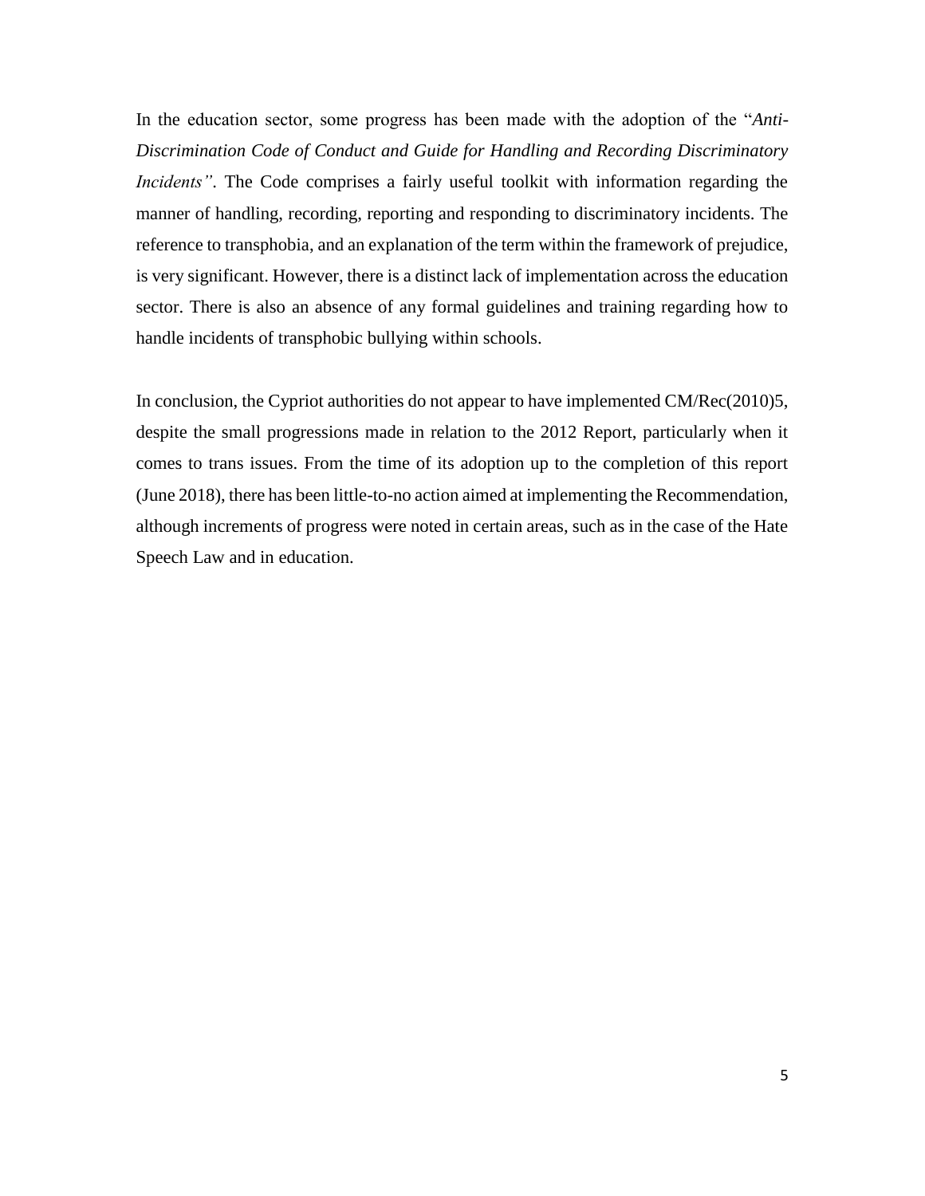In the education sector, some progress has been made with the adoption of the "*Anti-Discrimination Code of Conduct and Guide for Handling and Recording Discriminatory Incidents"*. The Code comprises a fairly useful toolkit with information regarding the manner of handling, recording, reporting and responding to discriminatory incidents. The reference to transphobia, and an explanation of the term within the framework of prejudice, is very significant. However, there is a distinct lack of implementation across the education sector. There is also an absence of any formal guidelines and training regarding how to handle incidents of transphobic bullying within schools.

In conclusion, the Cypriot authorities do not appear to have implemented CM/Rec(2010)5, despite the small progressions made in relation to the 2012 Report, particularly when it comes to trans issues. From the time of its adoption up to the completion of this report (June 2018), there has been little-to-no action aimed at implementing the Recommendation, although increments of progress were noted in certain areas, such as in the case of the Hate Speech Law and in education.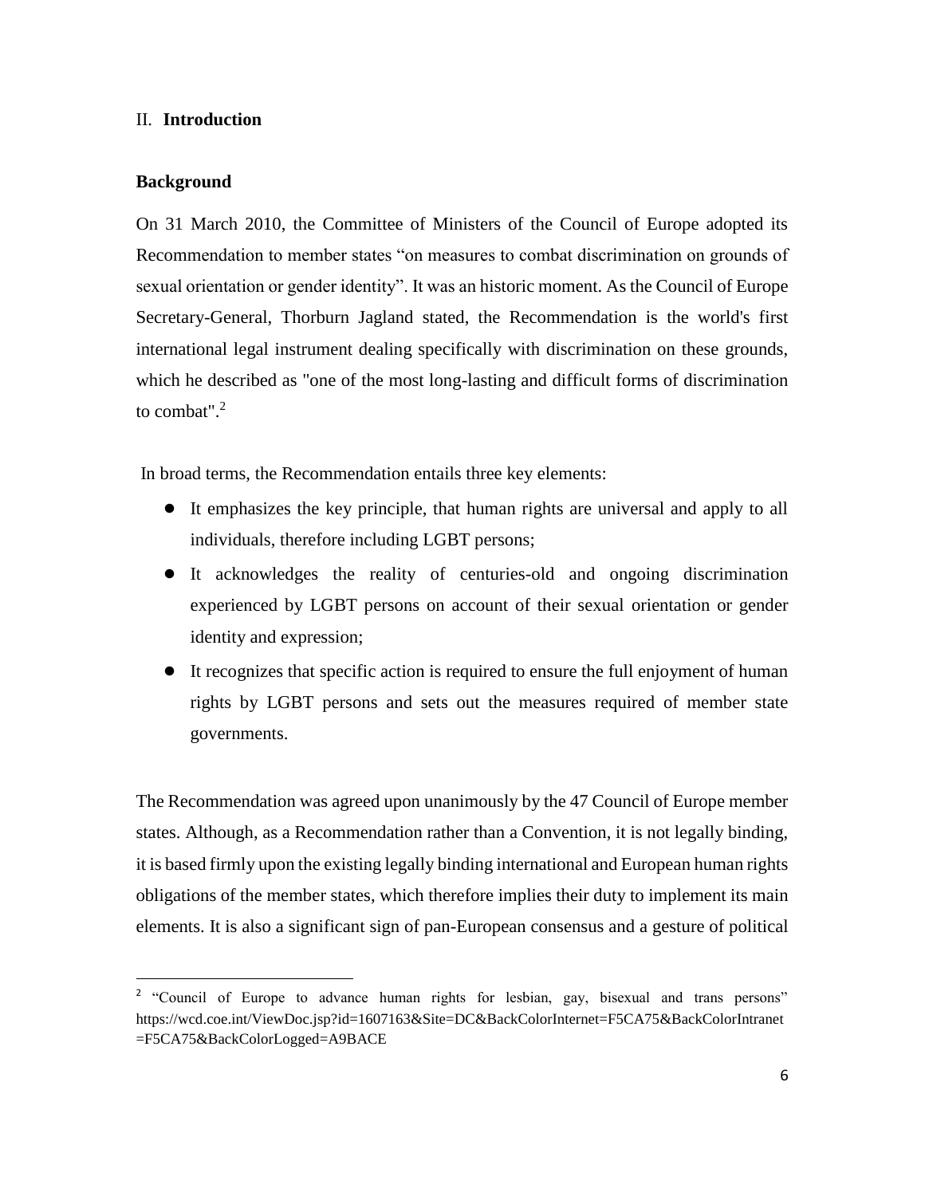## II. **Introduction**

### **Background**

On 31 March 2010, the Committee of Ministers of the Council of Europe adopted its Recommendation to member states "on measures to combat discrimination on grounds of sexual orientation or gender identity". It was an historic moment. As the Council of Europe Secretary-General, Thorburn Jagland stated, the Recommendation is the world's first international legal instrument dealing specifically with discrimination on these grounds, which he described as "one of the most long-lasting and difficult forms of discrimination to combat".[2]

In broad terms, the Recommendation entails three key elements:

- It emphasizes the key principle, that human rights are universal and apply to all individuals, therefore including LGBT persons;
- It acknowledges the reality of centuries-old and ongoing discrimination experienced by LGBT persons on account of their sexual orientation or gender identity and expression;
- It recognizes that specific action is required to ensure the full enjoyment of human rights by LGBT persons and sets out the measures required of member state governments.

The Recommendation was agreed upon unanimously by the 47 Council of Europe member states. Although, as a Recommendation rather than a Convention, it is not legally binding, it is based firmly upon the existing legally binding international and European human rights obligations of the member states, which therefore implies their duty to implement its main elements. It is also a significant sign of pan-European consensus and a gesture of political

---

[2] "Council of Europe to advance human rights for lesbian, gay, bisexual and trans persons" https://wcd.coe.int/ViewDoc.jsp?id=1607163&Site=DC&BackColorInternet=F5CA75&BackColorIntranet=F5CA75&BackColorLogged=A9BACE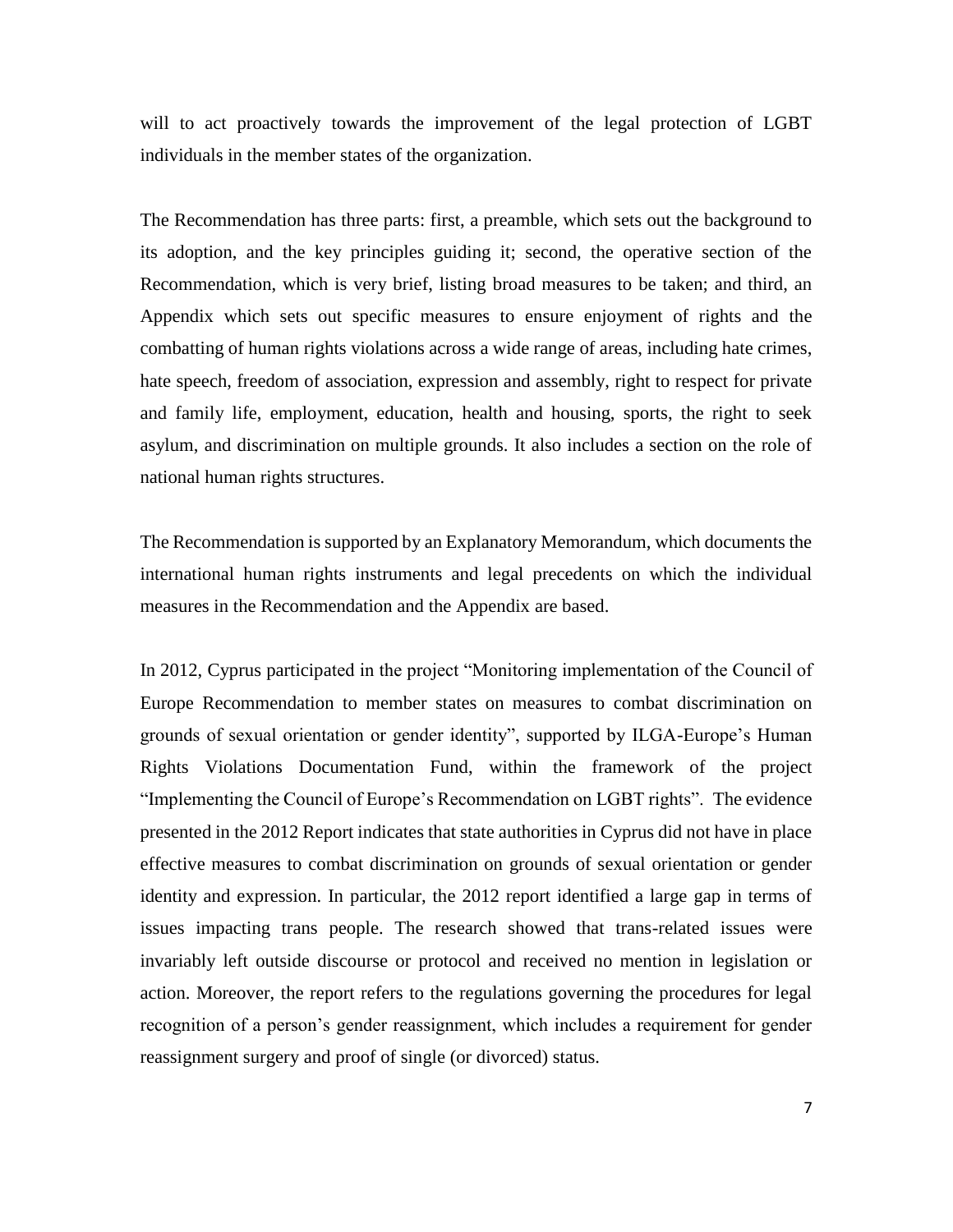will to act proactively towards the improvement of the legal protection of LGBT individuals in the member states of the organization.

The Recommendation has three parts: first, a preamble, which sets out the background to its adoption, and the key principles guiding it; second, the operative section of the Recommendation, which is very brief, listing broad measures to be taken; and third, an Appendix which sets out specific measures to ensure enjoyment of rights and the combatting of human rights violations across a wide range of areas, including hate crimes, hate speech, freedom of association, expression and assembly, right to respect for private and family life, employment, education, health and housing, sports, the right to seek asylum, and discrimination on multiple grounds. It also includes a section on the role of national human rights structures.

The Recommendation is supported by an Explanatory Memorandum, which documents the international human rights instruments and legal precedents on which the individual measures in the Recommendation and the Appendix are based.

In 2012, Cyprus participated in the project "Monitoring implementation of the Council of Europe Recommendation to member states on measures to combat discrimination on grounds of sexual orientation or gender identity", supported by ILGA-Europe's Human Rights Violations Documentation Fund, within the framework of the project "Implementing the Council of Europe's Recommendation on LGBT rights". The evidence presented in the 2012 Report indicates that state authorities in Cyprus did not have in place effective measures to combat discrimination on grounds of sexual orientation or gender identity and expression. In particular, the 2012 report identified a large gap in terms of issues impacting trans people. The research showed that trans-related issues were invariably left outside discourse or protocol and received no mention in legislation or action. Moreover, the report refers to the regulations governing the procedures for legal recognition of a person's gender reassignment, which includes a requirement for gender reassignment surgery and proof of single (or divorced) status.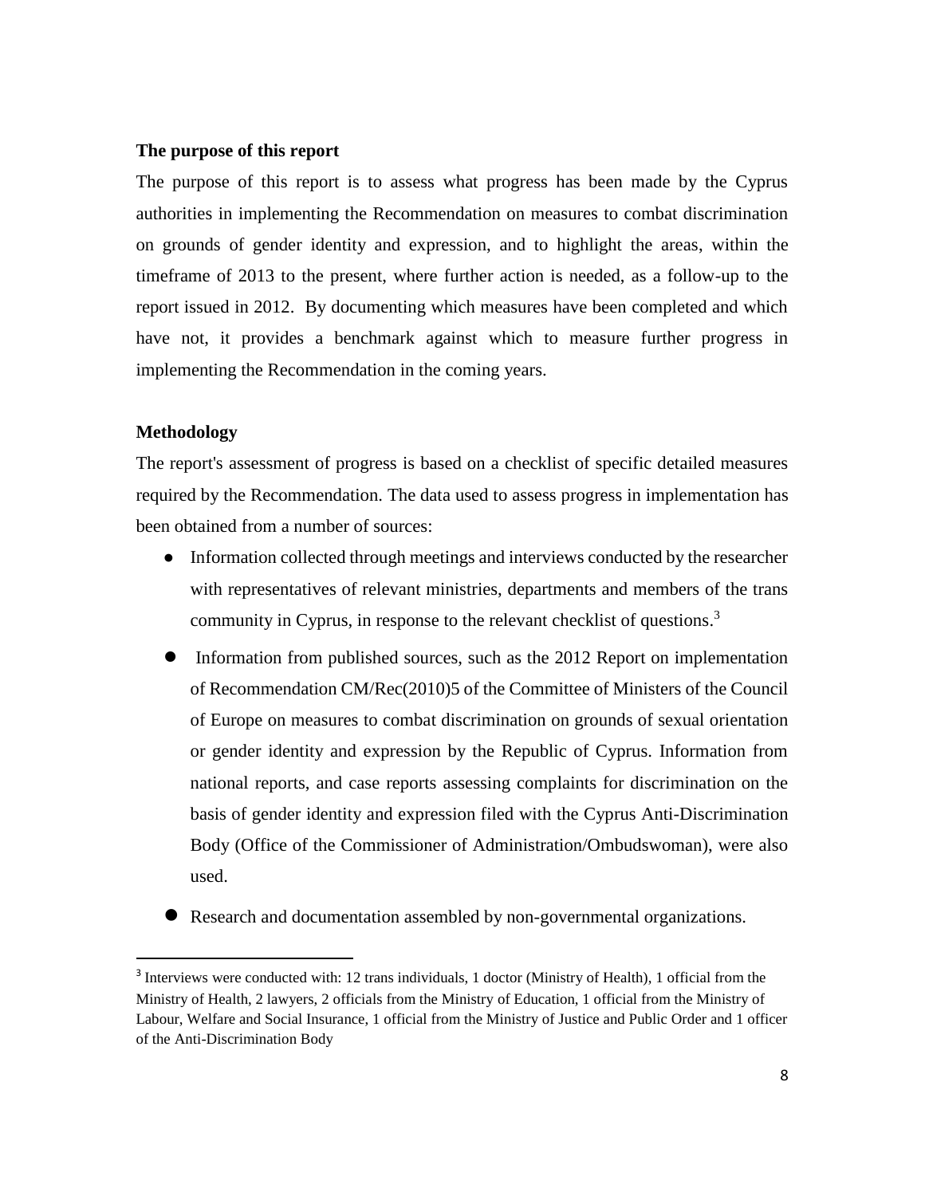**The purpose of this report**

The purpose of this report is to assess what progress has been made by the Cyprus authorities in implementing the Recommendation on measures to combat discrimination on grounds of gender identity and expression, and to highlight the areas, within the timeframe of 2013 to the present, where further action is needed, as a follow-up to the report issued in 2012. By documenting which measures have been completed and which have not, it provides a benchmark against which to measure further progress in implementing the Recommendation in the coming years.

**Methodology**

The report's assessment of progress is based on a checklist of specific detailed measures required by the Recommendation. The data used to assess progress in implementation has been obtained from a number of sources:

- Information collected through meetings and interviews conducted by the researcher with representatives of relevant ministries, departments and members of the trans community in Cyprus, in response to the relevant checklist of questions.[3]
- Information from published sources, such as the 2012 Report on implementation of Recommendation CM/Rec(2010)5 of the Committee of Ministers of the Council of Europe on measures to combat discrimination on grounds of sexual orientation or gender identity and expression by the Republic of Cyprus. Information from national reports, and case reports assessing complaints for discrimination on the basis of gender identity and expression filed with the Cyprus Anti-Discrimination Body (Office of the Commissioner of Administration/Ombudswoman), were also used.
- Research and documentation assembled by non-governmental organizations.

[3] Interviews were conducted with: 12 trans individuals, 1 doctor (Ministry of Health), 1 official from the Ministry of Health, 2 lawyers, 2 officials from the Ministry of Education, 1 official from the Ministry of Labour, Welfare and Social Insurance, 1 official from the Ministry of Justice and Public Order and 1 officer of the Anti-Discrimination Body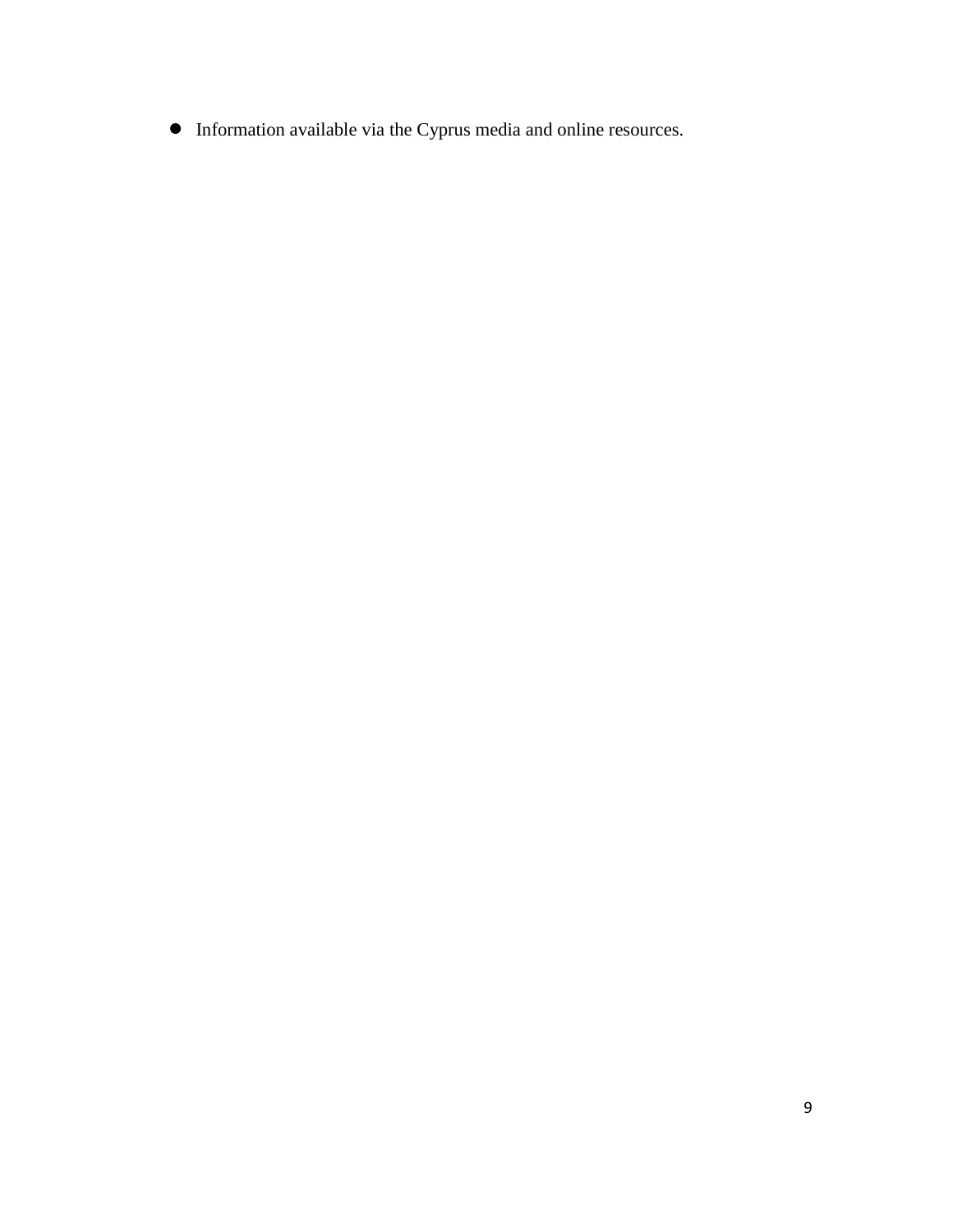- Information available via the Cyprus media and online resources.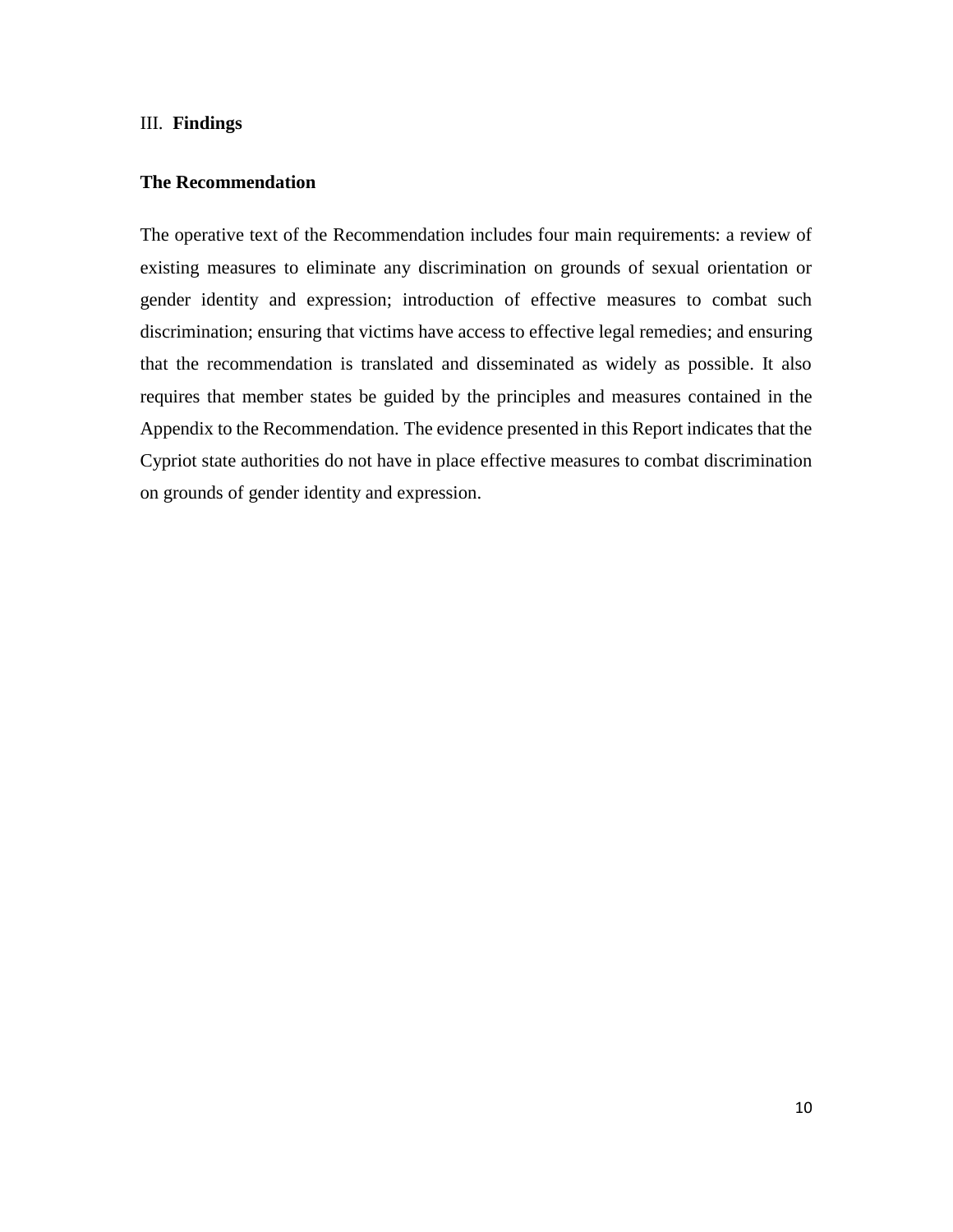## III. **Findings**

### The Recommendation

The operative text of the Recommendation includes four main requirements: a review of existing measures to eliminate any discrimination on grounds of sexual orientation or gender identity and expression; introduction of effective measures to combat such discrimination; ensuring that victims have access to effective legal remedies; and ensuring that the recommendation is translated and disseminated as widely as possible. It also requires that member states be guided by the principles and measures contained in the Appendix to the Recommendation. The evidence presented in this Report indicates that the Cypriot state authorities do not have in place effective measures to combat discrimination on grounds of gender identity and expression.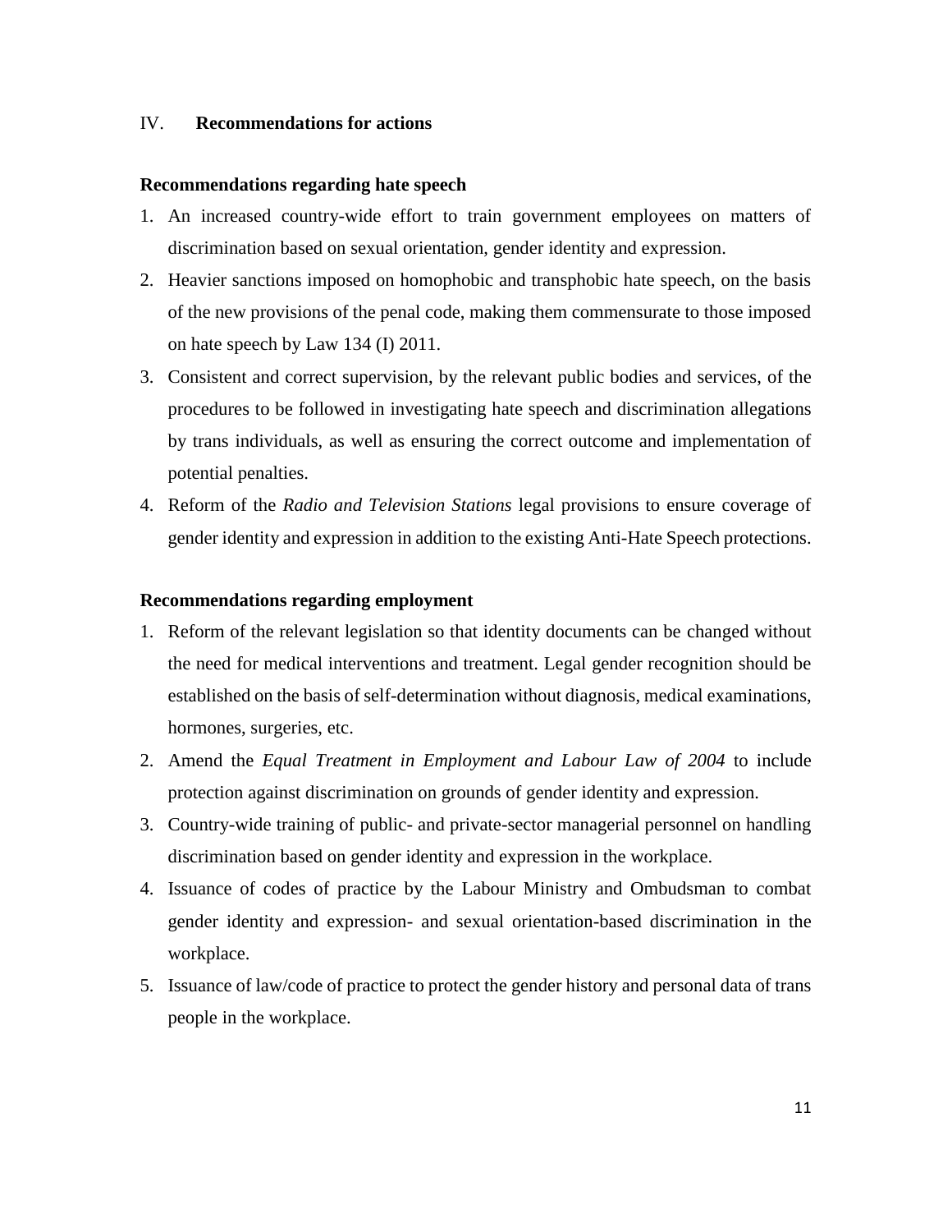## IV. Recommendations for actions

### Recommendations regarding hate speech

1. An increased country-wide effort to train government employees on matters of discrimination based on sexual orientation, gender identity and expression.
2. Heavier sanctions imposed on homophobic and transphobic hate speech, on the basis of the new provisions of the penal code, making them commensurate to those imposed on hate speech by Law 134 (I) 2011.
3. Consistent and correct supervision, by the relevant public bodies and services, of the procedures to be followed in investigating hate speech and discrimination allegations by trans individuals, as well as ensuring the correct outcome and implementation of potential penalties.
4. Reform of the *Radio and Television Stations* legal provisions to ensure coverage of gender identity and expression in addition to the existing Anti-Hate Speech protections.

### Recommendations regarding employment

1. Reform of the relevant legislation so that identity documents can be changed without the need for medical interventions and treatment. Legal gender recognition should be established on the basis of self-determination without diagnosis, medical examinations, hormones, surgeries, etc.
2. Amend the *Equal Treatment in Employment and Labour Law of 2004* to include protection against discrimination on grounds of gender identity and expression.
3. Country-wide training of public- and private-sector managerial personnel on handling discrimination based on gender identity and expression in the workplace.
4. Issuance of codes of practice by the Labour Ministry and Ombudsman to combat gender identity and expression- and sexual orientation-based discrimination in the workplace.
5. Issuance of law/code of practice to protect the gender history and personal data of trans people in the workplace.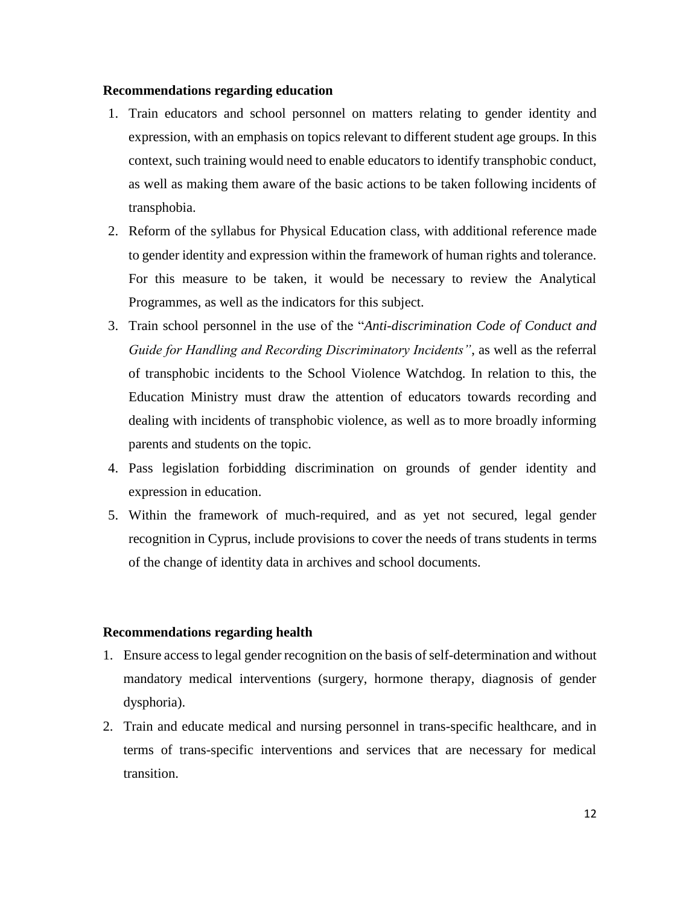**Recommendations regarding education**

1. Train educators and school personnel on matters relating to gender identity and expression, with an emphasis on topics relevant to different student age groups. In this context, such training would need to enable educators to identify transphobic conduct, as well as making them aware of the basic actions to be taken following incidents of transphobia.
2. Reform of the syllabus for Physical Education class, with additional reference made to gender identity and expression within the framework of human rights and tolerance. For this measure to be taken, it would be necessary to review the Analytical Programmes, as well as the indicators for this subject.
3. Train school personnel in the use of the "*Anti-discrimination Code of Conduct and Guide for Handling and Recording Discriminatory Incidents"*, as well as the referral of transphobic incidents to the School Violence Watchdog. In relation to this, the Education Ministry must draw the attention of educators towards recording and dealing with incidents of transphobic violence, as well as to more broadly informing parents and students on the topic.
4. Pass legislation forbidding discrimination on grounds of gender identity and expression in education.
5. Within the framework of much-required, and as yet not secured, legal gender recognition in Cyprus, include provisions to cover the needs of trans students in terms of the change of identity data in archives and school documents.

**Recommendations regarding health**

1. Ensure access to legal gender recognition on the basis of self-determination and without mandatory medical interventions (surgery, hormone therapy, diagnosis of gender dysphoria).
2. Train and educate medical and nursing personnel in trans-specific healthcare, and in terms of trans-specific interventions and services that are necessary for medical transition.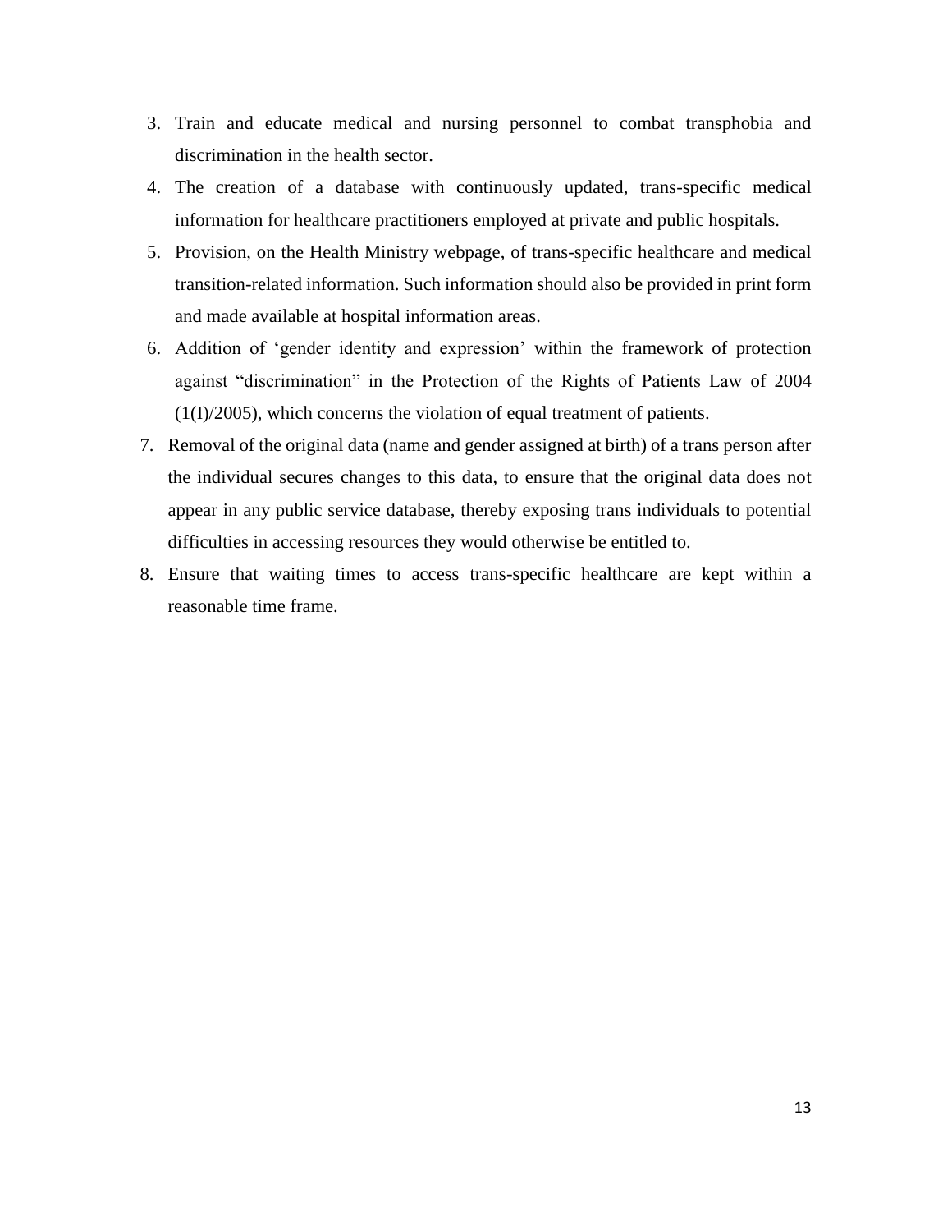3. Train and educate medical and nursing personnel to combat transphobia and discrimination in the health sector.
4. The creation of a database with continuously updated, trans-specific medical information for healthcare practitioners employed at private and public hospitals.
5. Provision, on the Health Ministry webpage, of trans-specific healthcare and medical transition-related information. Such information should also be provided in print form and made available at hospital information areas.
6. Addition of 'gender identity and expression' within the framework of protection against "discrimination" in the Protection of the Rights of Patients Law of 2004 (1(I)/2005), which concerns the violation of equal treatment of patients.
7. Removal of the original data (name and gender assigned at birth) of a trans person after the individual secures changes to this data, to ensure that the original data does not appear in any public service database, thereby exposing trans individuals to potential difficulties in accessing resources they would otherwise be entitled to.
8. Ensure that waiting times to access trans-specific healthcare are kept within a reasonable time frame.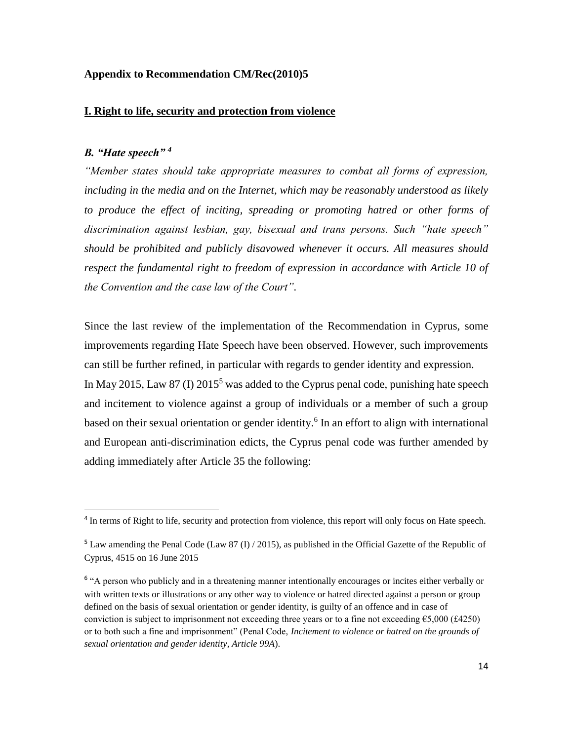**Appendix to Recommendation CM/Rec(2010)5**

**I. Right to life, security and protection from violence**

***B. "Hate speech"*** [4]

*"Member states should take appropriate measures to combat all forms of expression, including in the media and on the Internet, which may be reasonably understood as likely to produce the effect of inciting, spreading or promoting hatred or other forms of discrimination against lesbian, gay, bisexual and trans persons. Such "hate speech" should be prohibited and publicly disavowed whenever it occurs. All measures should respect the fundamental right to freedom of expression in accordance with Article 10 of the Convention and the case law of the Court".*

Since the last review of the implementation of the Recommendation in Cyprus, some improvements regarding Hate Speech have been observed. However, such improvements can still be further refined, in particular with regards to gender identity and expression. In May 2015, Law 87 (I) 2015[5] was added to the Cyprus penal code, punishing hate speech and incitement to violence against a group of individuals or a member of such a group based on their sexual orientation or gender identity.[6] In an effort to align with international and European anti-discrimination edicts, the Cyprus penal code was further amended by adding immediately after Article 35 the following:

---

[4] In terms of Right to life, security and protection from violence, this report will only focus on Hate speech.

[5] Law amending the Penal Code (Law 87 (I) / 2015), as published in the Official Gazette of the Republic of Cyprus, 4515 on 16 June 2015

[6] "A person who publicly and in a threatening manner intentionally encourages or incites either verbally or with written texts or illustrations or any other way to violence or hatred directed against a person or group defined on the basis of sexual orientation or gender identity, is guilty of an offence and in case of conviction is subject to imprisonment not exceeding three years or to a fine not exceeding €5,000 (£4250) or to both such a fine and imprisonment" (Penal Code, *Incitement to violence or hatred on the grounds of sexual orientation and gender identity, Article 99A*).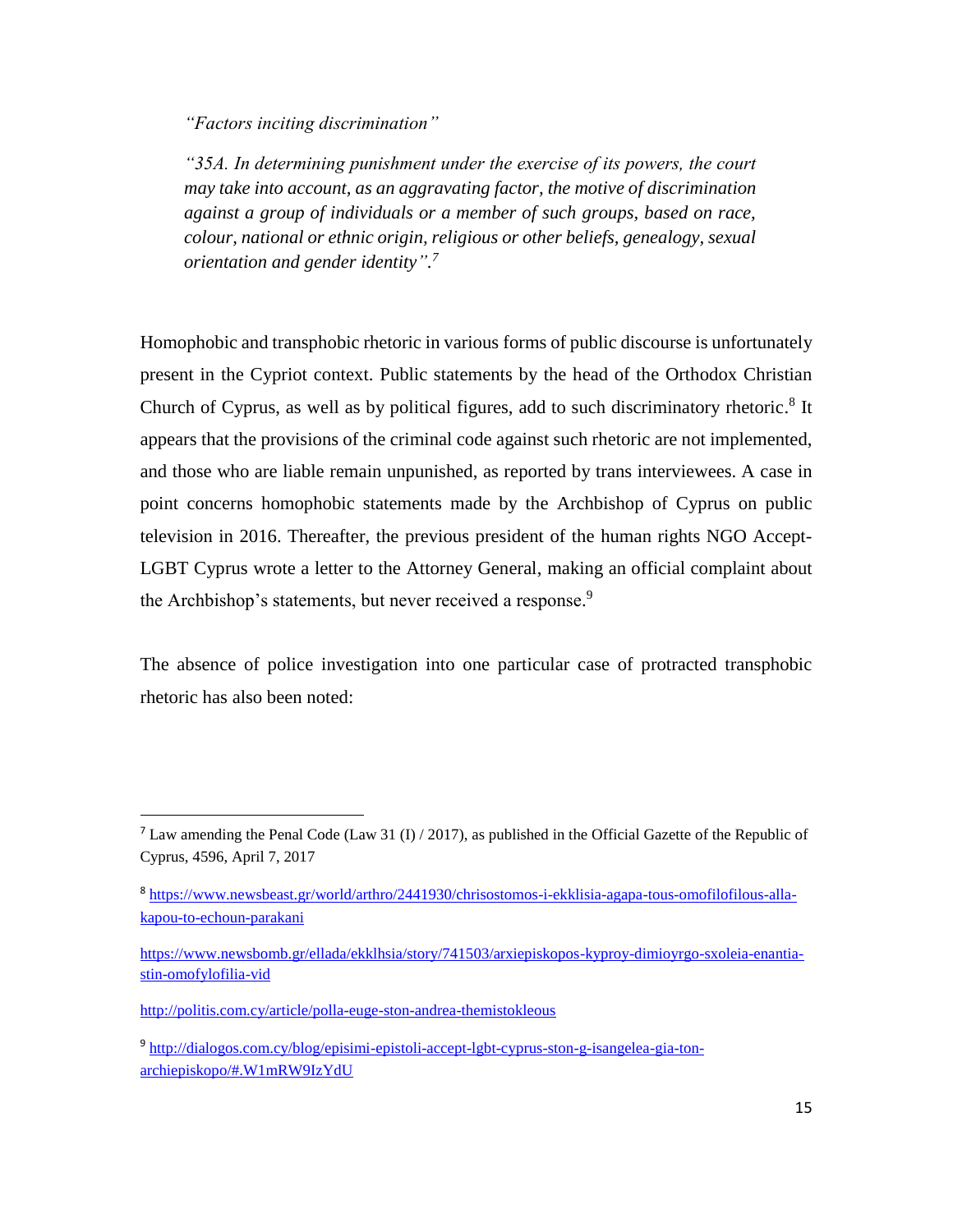*"Factors inciting discrimination"*

*"35A. In determining punishment under the exercise of its powers, the court may take into account, as an aggravating factor, the motive of discrimination against a group of individuals or a member of such groups, based on race, colour, national or ethnic origin, religious or other beliefs, genealogy, sexual orientation and gender identity".*[7]

Homophobic and transphobic rhetoric in various forms of public discourse is unfortunately present in the Cypriot context. Public statements by the head of the Orthodox Christian Church of Cyprus, as well as by political figures, add to such discriminatory rhetoric.[8] It appears that the provisions of the criminal code against such rhetoric are not implemented, and those who are liable remain unpunished, as reported by trans interviewees. A case in point concerns homophobic statements made by the Archbishop of Cyprus on public television in 2016. Thereafter, the previous president of the human rights NGO Accept-LGBT Cyprus wrote a letter to the Attorney General, making an official complaint about the Archbishop's statements, but never received a response.[9]

The absence of police investigation into one particular case of protracted transphobic rhetoric has also been noted:

---

[7] Law amending the Penal Code (Law 31 (I) / 2017), as published in the Official Gazette of the Republic of Cyprus, 4596, April 7, 2017

[8] https://www.newsbeast.gr/world/arthro/2441930/chrisostomos-i-ekklisia-agapa-tous-omofilofilous-alla-kapou-to-echoun-parakani

https://www.newsbomb.gr/ellada/ekklhsia/story/741503/arxiepiskopos-kyproy-dimioyrgo-sxoleia-enantia-stin-omofylofilia-vid

http://politis.com.cy/article/polla-euge-ston-andrea-themistokleous

[9] http://dialogos.com.cy/blog/episimi-epistoli-accept-lgbt-cyprus-ston-g-isangelea-gia-ton-archiepiskopo/#.W1mRW9IzYdU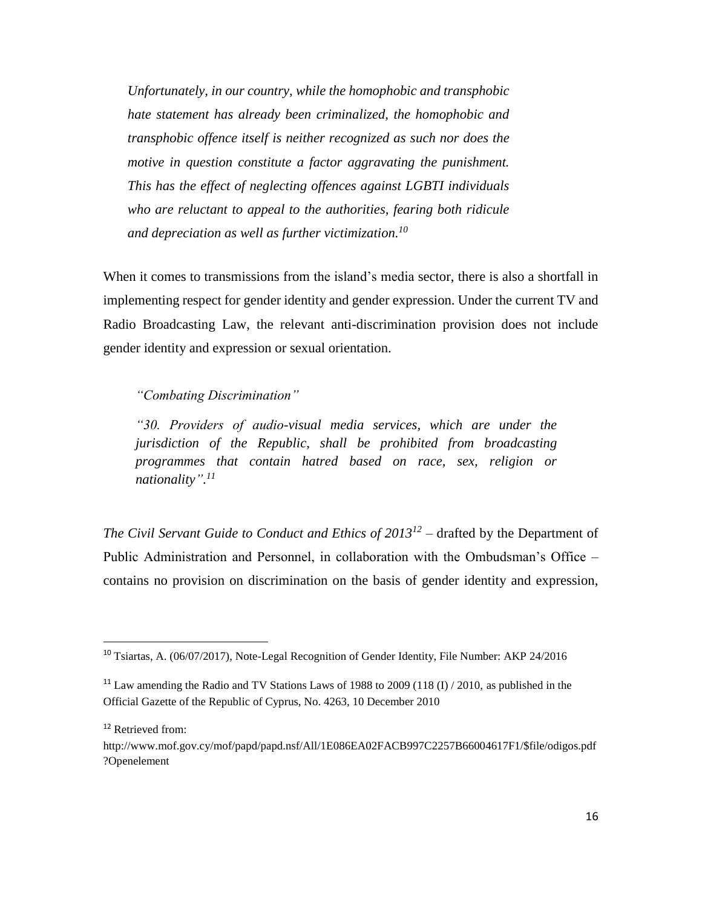*Unfortunately, in our country, while the homophobic and transphobic hate statement has already been criminalized, the homophobic and transphobic offence itself is neither recognized as such nor does the motive in question constitute a factor aggravating the punishment. This has the effect of neglecting offences against LGBTI individuals who are reluctant to appeal to the authorities, fearing both ridicule and depreciation as well as further victimization.*[10]

When it comes to transmissions from the island's media sector, there is also a shortfall in implementing respect for gender identity and gender expression. Under the current TV and Radio Broadcasting Law, the relevant anti-discrimination provision does not include gender identity and expression or sexual orientation.

> *"Combating Discrimination"*
>
> *"30. Providers of audio-visual media services, which are under the jurisdiction of the Republic, shall be prohibited from broadcasting programmes that contain hatred based on race, sex, religion or nationality".*[11]

*The Civil Servant Guide to Conduct and Ethics of 2013*[12] – drafted by the Department of Public Administration and Personnel, in collaboration with the Ombudsman's Office – contains no provision on discrimination on the basis of gender identity and expression,

---

[10] Tsiartas, A. (06/07/2017), Note-Legal Recognition of Gender Identity, File Number: AKP 24/2016

[11] Law amending the Radio and TV Stations Laws of 1988 to 2009 (118 (I) / 2010, as published in the Official Gazette of the Republic of Cyprus, No. 4263, 10 December 2010

[12] Retrieved from: http://www.mof.gov.cy/mof/papd/papd.nsf/All/1E086EA02FACB997C2257B66004617F1/$file/odigos.pdf?Openelement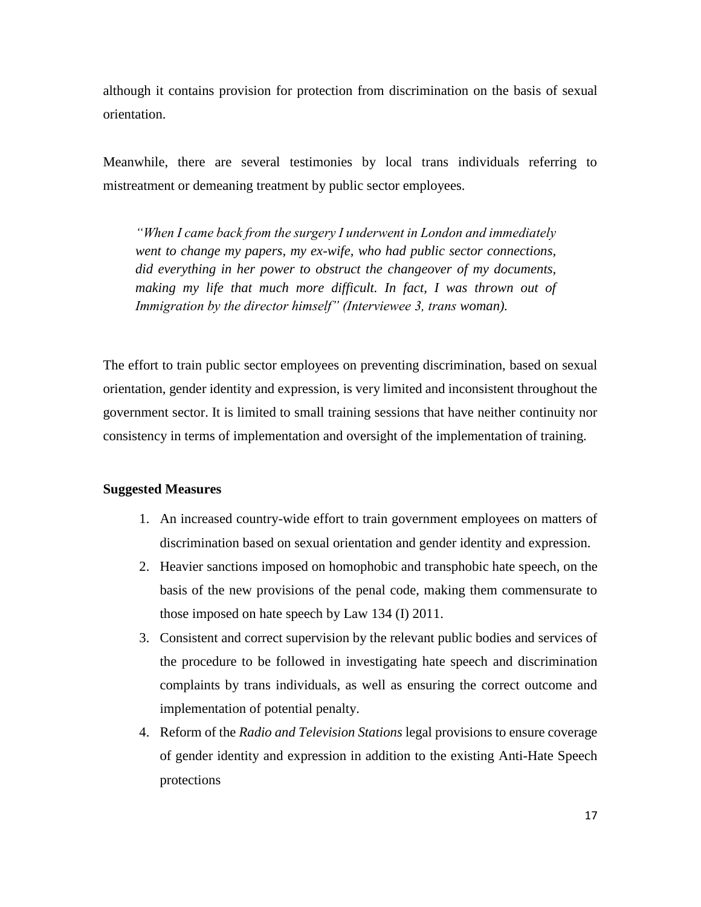although it contains provision for protection from discrimination on the basis of sexual orientation.

Meanwhile, there are several testimonies by local trans individuals referring to mistreatment or demeaning treatment by public sector employees.

> *"When I came back from the surgery I underwent in London and immediately went to change my papers, my ex-wife, who had public sector connections, did everything in her power to obstruct the changeover of my documents, making my life that much more difficult. In fact, I was thrown out of Immigration by the director himself" (Interviewee 3, trans woman).*

The effort to train public sector employees on preventing discrimination, based on sexual orientation, gender identity and expression, is very limited and inconsistent throughout the government sector. It is limited to small training sessions that have neither continuity nor consistency in terms of implementation and oversight of the implementation of training.

**Suggested Measures**

1. An increased country-wide effort to train government employees on matters of discrimination based on sexual orientation and gender identity and expression.
2. Heavier sanctions imposed on homophobic and transphobic hate speech, on the basis of the new provisions of the penal code, making them commensurate to those imposed on hate speech by Law 134 (I) 2011.
3. Consistent and correct supervision by the relevant public bodies and services of the procedure to be followed in investigating hate speech and discrimination complaints by trans individuals, as well as ensuring the correct outcome and implementation of potential penalty.
4. Reform of the *Radio and Television Stations* legal provisions to ensure coverage of gender identity and expression in addition to the existing Anti-Hate Speech protections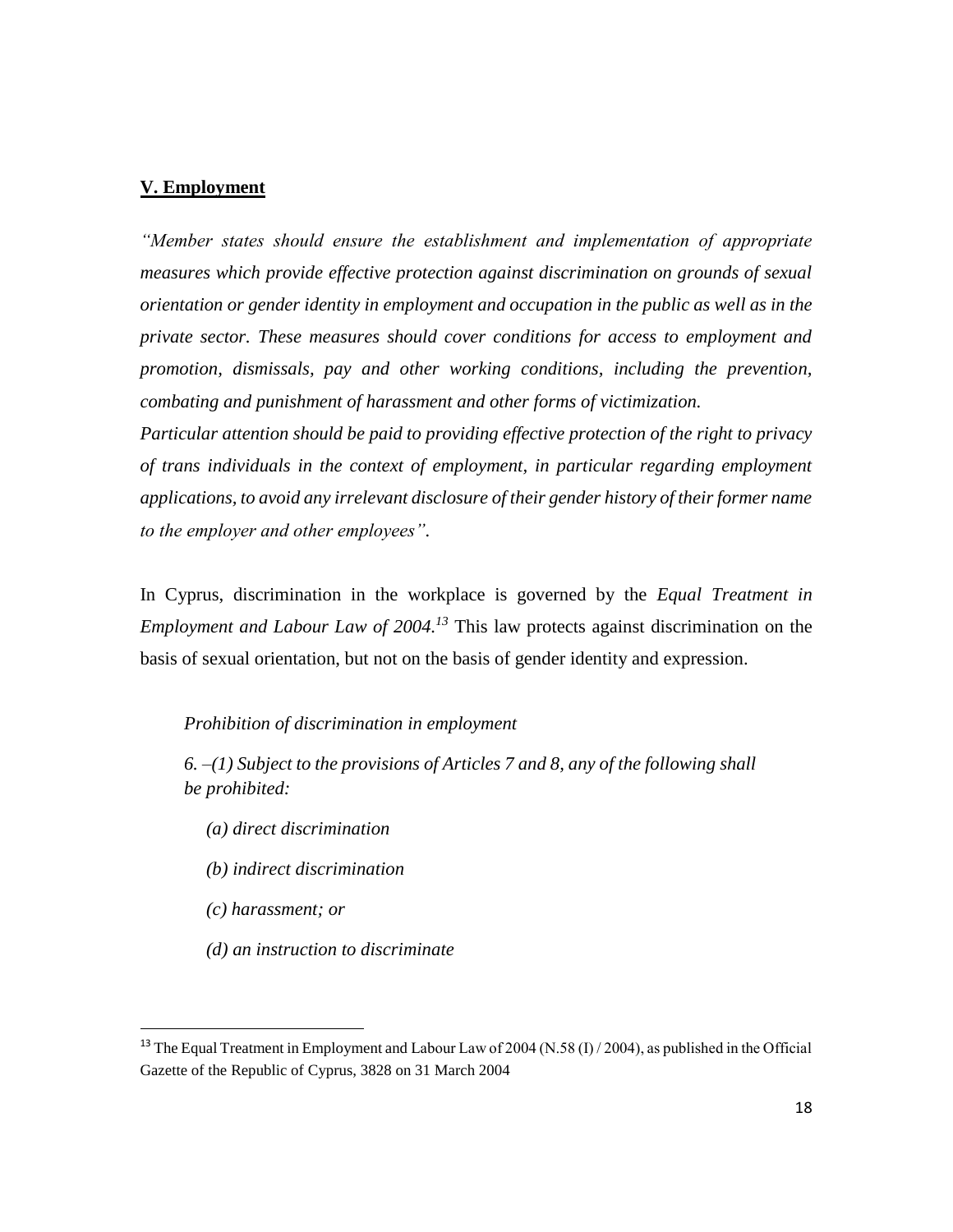## **V. Employment**

*"Member states should ensure the establishment and implementation of appropriate measures which provide effective protection against discrimination on grounds of sexual orientation or gender identity in employment and occupation in the public as well as in the private sector. These measures should cover conditions for access to employment and promotion, dismissals, pay and other working conditions, including the prevention, combating and punishment of harassment and other forms of victimization.*
*Particular attention should be paid to providing effective protection of the right to privacy of trans individuals in the context of employment, in particular regarding employment applications, to avoid any irrelevant disclosure of their gender history of their former name to the employer and other employees".*

In Cyprus, discrimination in the workplace is governed by the *Equal Treatment in Employment and Labour Law of 2004.*[13] This law protects against discrimination on the basis of sexual orientation, but not on the basis of gender identity and expression.

> *Prohibition of discrimination in employment*
>
> *6. –(1) Subject to the provisions of Articles 7 and 8, any of the following shall be prohibited:*
>
> *(a) direct discrimination*
>
> *(b) indirect discrimination*
>
> *(c) harassment; or*
>
> *(d) an instruction to discriminate*

[13] The Equal Treatment in Employment and Labour Law of 2004 (N.58 (I) / 2004), as published in the Official Gazette of the Republic of Cyprus, 3828 on 31 March 2004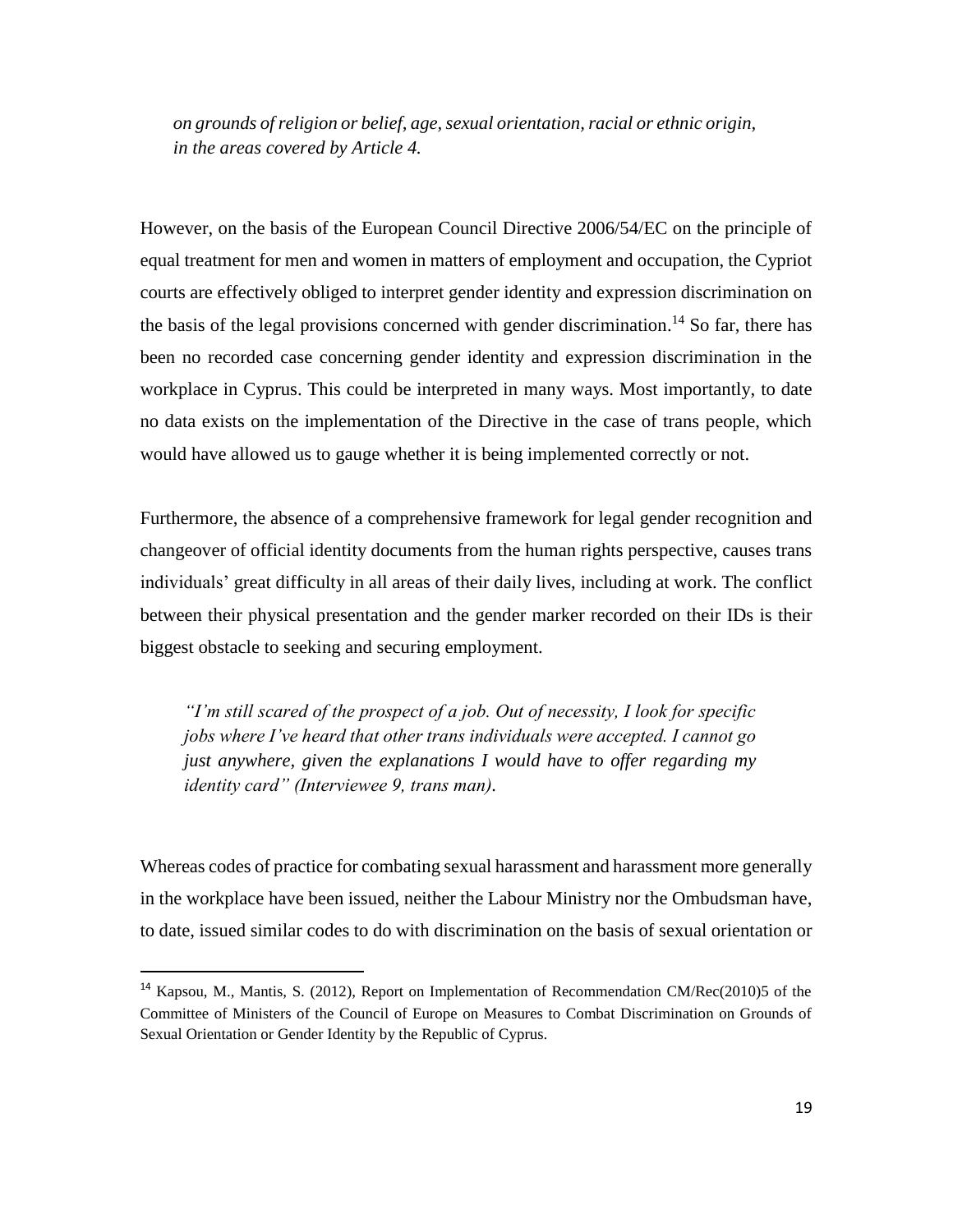*on grounds of religion or belief, age, sexual orientation, racial or ethnic origin, in the areas covered by Article 4.*

However, on the basis of the European Council Directive 2006/54/EC on the principle of equal treatment for men and women in matters of employment and occupation, the Cypriot courts are effectively obliged to interpret gender identity and expression discrimination on the basis of the legal provisions concerned with gender discrimination.[14] So far, there has been no recorded case concerning gender identity and expression discrimination in the workplace in Cyprus. This could be interpreted in many ways. Most importantly, to date no data exists on the implementation of the Directive in the case of trans people, which would have allowed us to gauge whether it is being implemented correctly or not.

Furthermore, the absence of a comprehensive framework for legal gender recognition and changeover of official identity documents from the human rights perspective, causes trans individuals' great difficulty in all areas of their daily lives, including at work. The conflict between their physical presentation and the gender marker recorded on their IDs is their biggest obstacle to seeking and securing employment.

*"I'm still scared of the prospect of a job. Out of necessity, I look for specific jobs where I've heard that other trans individuals were accepted. I cannot go just anywhere, given the explanations I would have to offer regarding my identity card" (Interviewee 9, trans man).*

Whereas codes of practice for combating sexual harassment and harassment more generally in the workplace have been issued, neither the Labour Ministry nor the Ombudsman have, to date, issued similar codes to do with discrimination on the basis of sexual orientation or

---

[14] Kapsou, M., Mantis, S. (2012), Report on Implementation of Recommendation CM/Rec(2010)5 of the Committee of Ministers of the Council of Europe on Measures to Combat Discrimination on Grounds of Sexual Orientation or Gender Identity by the Republic of Cyprus.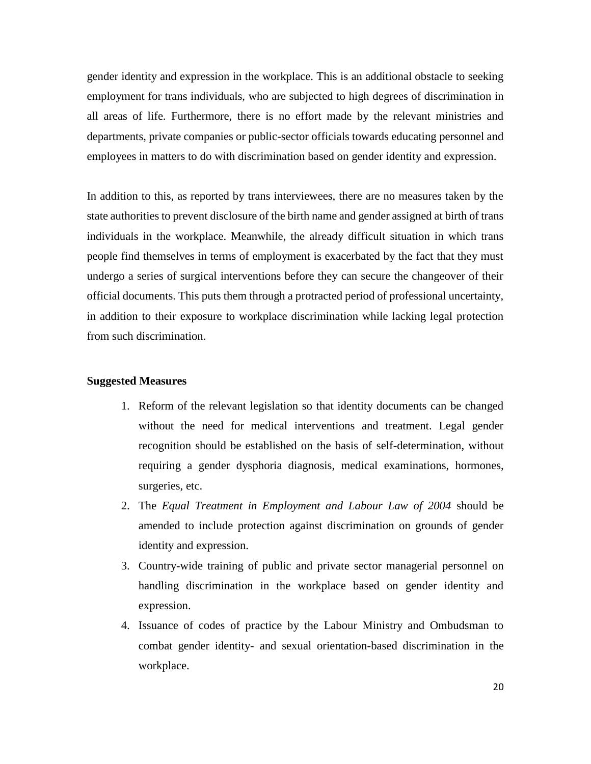gender identity and expression in the workplace. This is an additional obstacle to seeking employment for trans individuals, who are subjected to high degrees of discrimination in all areas of life. Furthermore, there is no effort made by the relevant ministries and departments, private companies or public-sector officials towards educating personnel and employees in matters to do with discrimination based on gender identity and expression.

In addition to this, as reported by trans interviewees, there are no measures taken by the state authorities to prevent disclosure of the birth name and gender assigned at birth of trans individuals in the workplace. Meanwhile, the already difficult situation in which trans people find themselves in terms of employment is exacerbated by the fact that they must undergo a series of surgical interventions before they can secure the changeover of their official documents. This puts them through a protracted period of professional uncertainty, in addition to their exposure to workplace discrimination while lacking legal protection from such discrimination.

**Suggested Measures**

1. Reform of the relevant legislation so that identity documents can be changed without the need for medical interventions and treatment. Legal gender recognition should be established on the basis of self-determination, without requiring a gender dysphoria diagnosis, medical examinations, hormones, surgeries, etc.
2. The *Equal Treatment in Employment and Labour Law of 2004* should be amended to include protection against discrimination on grounds of gender identity and expression.
3. Country-wide training of public and private sector managerial personnel on handling discrimination in the workplace based on gender identity and expression.
4. Issuance of codes of practice by the Labour Ministry and Ombudsman to combat gender identity- and sexual orientation-based discrimination in the workplace.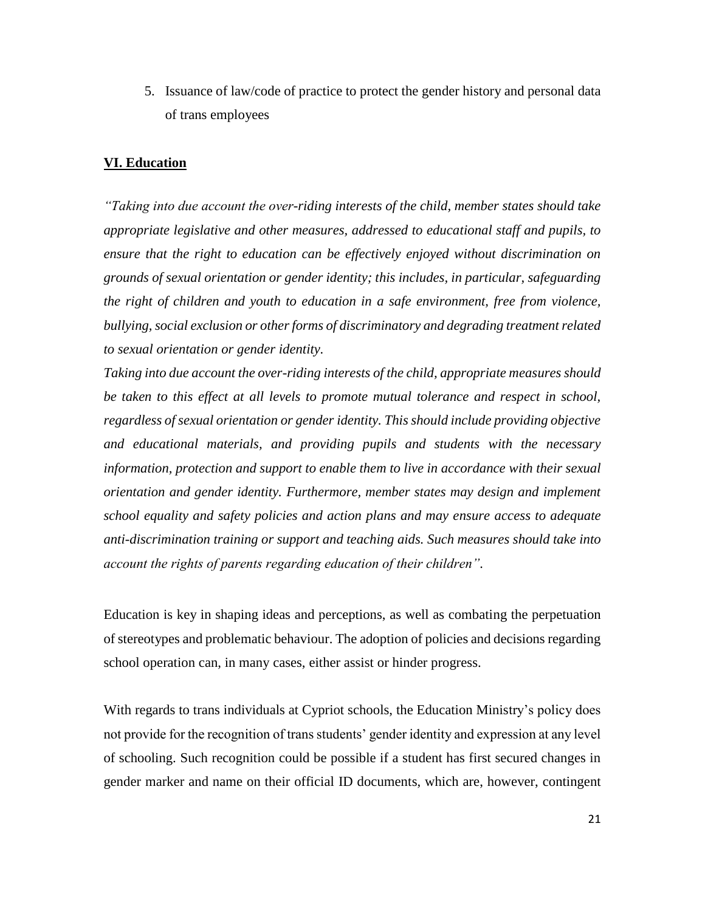5. Issuance of law/code of practice to protect the gender history and personal data of trans employees

## VI. Education

*"Taking into due account the over-riding interests of the child, member states should take appropriate legislative and other measures, addressed to educational staff and pupils, to ensure that the right to education can be effectively enjoyed without discrimination on grounds of sexual orientation or gender identity; this includes, in particular, safeguarding the right of children and youth to education in a safe environment, free from violence, bullying, social exclusion or other forms of discriminatory and degrading treatment related to sexual orientation or gender identity.*

*Taking into due account the over-riding interests of the child, appropriate measures should be taken to this effect at all levels to promote mutual tolerance and respect in school, regardless of sexual orientation or gender identity. This should include providing objective and educational materials, and providing pupils and students with the necessary information, protection and support to enable them to live in accordance with their sexual orientation and gender identity. Furthermore, member states may design and implement school equality and safety policies and action plans and may ensure access to adequate anti-discrimination training or support and teaching aids. Such measures should take into account the rights of parents regarding education of their children"*.

Education is key in shaping ideas and perceptions, as well as combating the perpetuation of stereotypes and problematic behaviour. The adoption of policies and decisions regarding school operation can, in many cases, either assist or hinder progress.

With regards to trans individuals at Cypriot schools, the Education Ministry's policy does not provide for the recognition of trans students' gender identity and expression at any level of schooling. Such recognition could be possible if a student has first secured changes in gender marker and name on their official ID documents, which are, however, contingent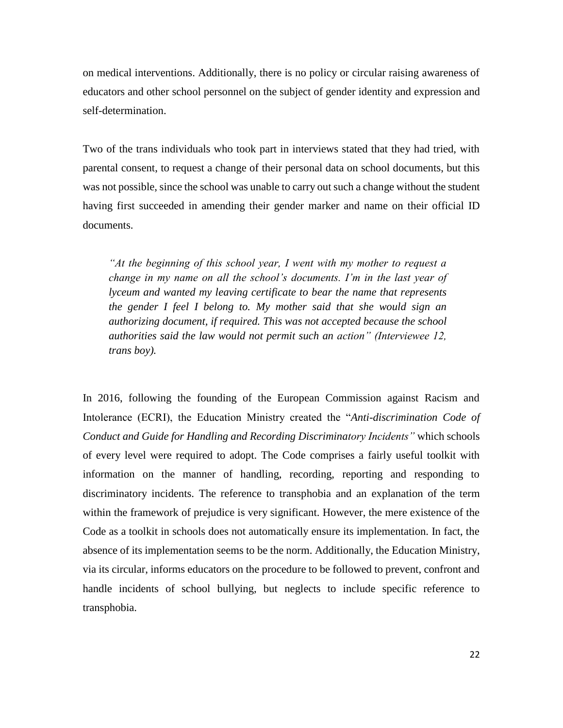on medical interventions. Additionally, there is no policy or circular raising awareness of educators and other school personnel on the subject of gender identity and expression and self-determination.

Two of the trans individuals who took part in interviews stated that they had tried, with parental consent, to request a change of their personal data on school documents, but this was not possible, since the school was unable to carry out such a change without the student having first succeeded in amending their gender marker and name on their official ID documents.

> *"At the beginning of this school year, I went with my mother to request a change in my name on all the school's documents. I'm in the last year of lyceum and wanted my leaving certificate to bear the name that represents the gender I feel I belong to. My mother said that she would sign an authorizing document, if required. This was not accepted because the school authorities said the law would not permit such an action" (Interviewee 12, trans boy).*

In 2016, following the founding of the European Commission against Racism and Intolerance (ECRI), the Education Ministry created the "*Anti-discrimination Code of Conduct and Guide for Handling and Recording Discriminatory Incidents"* which schools of every level were required to adopt. The Code comprises a fairly useful toolkit with information on the manner of handling, recording, reporting and responding to discriminatory incidents. The reference to transphobia and an explanation of the term within the framework of prejudice is very significant. However, the mere existence of the Code as a toolkit in schools does not automatically ensure its implementation. In fact, the absence of its implementation seems to be the norm. Additionally, the Education Ministry, via its circular, informs educators on the procedure to be followed to prevent, confront and handle incidents of school bullying, but neglects to include specific reference to transphobia.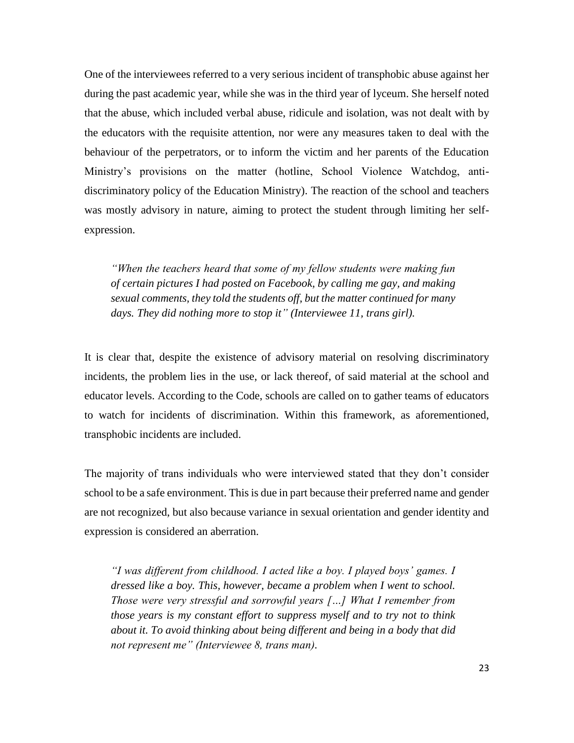One of the interviewees referred to a very serious incident of transphobic abuse against her during the past academic year, while she was in the third year of lyceum. She herself noted that the abuse, which included verbal abuse, ridicule and isolation, was not dealt with by the educators with the requisite attention, nor were any measures taken to deal with the behaviour of the perpetrators, or to inform the victim and her parents of the Education Ministry's provisions on the matter (hotline, School Violence Watchdog, anti-discriminatory policy of the Education Ministry). The reaction of the school and teachers was mostly advisory in nature, aiming to protect the student through limiting her self-expression.

> *"When the teachers heard that some of my fellow students were making fun of certain pictures I had posted on Facebook, by calling me gay, and making sexual comments, they told the students off, but the matter continued for many days. They did nothing more to stop it" (Interviewee 11, trans girl).*

It is clear that, despite the existence of advisory material on resolving discriminatory incidents, the problem lies in the use, or lack thereof, of said material at the school and educator levels. According to the Code, schools are called on to gather teams of educators to watch for incidents of discrimination. Within this framework, as aforementioned, transphobic incidents are included.

The majority of trans individuals who were interviewed stated that they don't consider school to be a safe environment. This is due in part because their preferred name and gender are not recognized, but also because variance in sexual orientation and gender identity and expression is considered an aberration.

> *"I was different from childhood. I acted like a boy. I played boys' games. I dressed like a boy. This, however, became a problem when I went to school. Those were very stressful and sorrowful years […] What I remember from those years is my constant effort to suppress myself and to try not to think about it. To avoid thinking about being different and being in a body that did not represent me" (Interviewee 8, trans man).*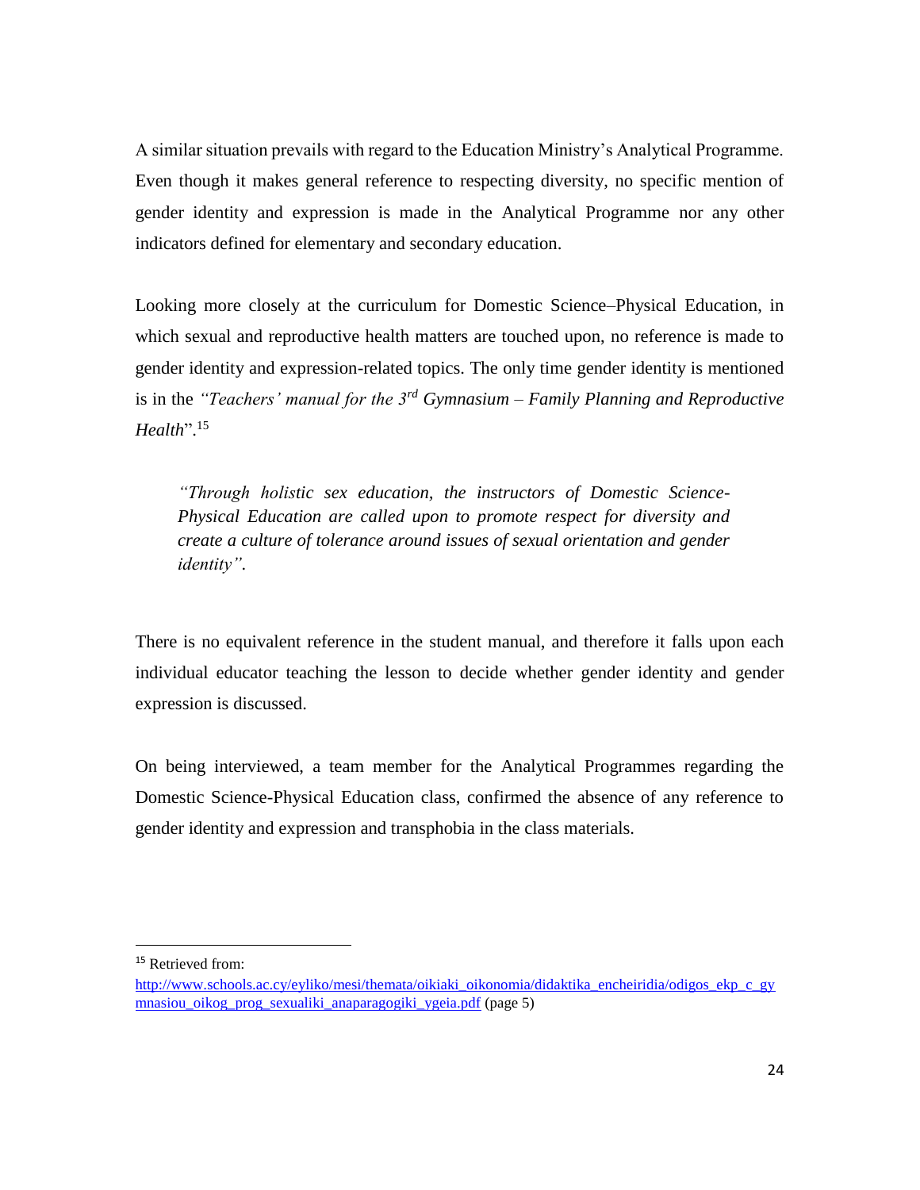A similar situation prevails with regard to the Education Ministry's Analytical Programme. Even though it makes general reference to respecting diversity, no specific mention of gender identity and expression is made in the Analytical Programme nor any other indicators defined for elementary and secondary education.

Looking more closely at the curriculum for Domestic Science–Physical Education, in which sexual and reproductive health matters are touched upon, no reference is made to gender identity and expression-related topics. The only time gender identity is mentioned is in the *"Teachers' manual for the 3rd Gymnasium – Family Planning and Reproductive Health*".[15]

> *"Through holistic sex education, the instructors of Domestic Science-Physical Education are called upon to promote respect for diversity and create a culture of tolerance around issues of sexual orientation and gender identity".*

There is no equivalent reference in the student manual, and therefore it falls upon each individual educator teaching the lesson to decide whether gender identity and gender expression is discussed.

On being interviewed, a team member for the Analytical Programmes regarding the Domestic Science-Physical Education class, confirmed the absence of any reference to gender identity and expression and transphobia in the class materials.

---

[15] Retrieved from: http://www.schools.ac.cy/eyliko/mesi/themata/oikiaki_oikonomia/didaktika_encheiridia/odigos_ekp_c_gymnasiou_oikog_prog_sexualiki_anaparagogiki_ygeia.pdf (page 5)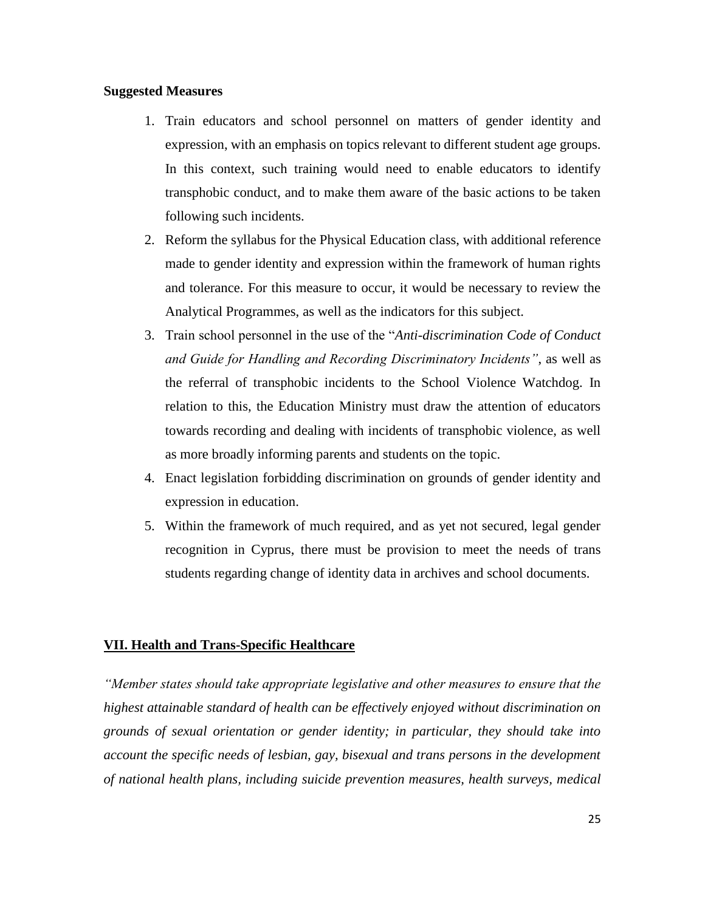**Suggested Measures**

1. Train educators and school personnel on matters of gender identity and expression, with an emphasis on topics relevant to different student age groups. In this context, such training would need to enable educators to identify transphobic conduct, and to make them aware of the basic actions to be taken following such incidents.
2. Reform the syllabus for the Physical Education class, with additional reference made to gender identity and expression within the framework of human rights and tolerance. For this measure to occur, it would be necessary to review the Analytical Programmes, as well as the indicators for this subject.
3. Train school personnel in the use of the "*Anti-discrimination Code of Conduct and Guide for Handling and Recording Discriminatory Incidents"*, as well as the referral of transphobic incidents to the School Violence Watchdog. In relation to this, the Education Ministry must draw the attention of educators towards recording and dealing with incidents of transphobic violence, as well as more broadly informing parents and students on the topic.
4. Enact legislation forbidding discrimination on grounds of gender identity and expression in education.
5. Within the framework of much required, and as yet not secured, legal gender recognition in Cyprus, there must be provision to meet the needs of trans students regarding change of identity data in archives and school documents.

## VII. Health and Trans-Specific Healthcare

*"Member states should take appropriate legislative and other measures to ensure that the highest attainable standard of health can be effectively enjoyed without discrimination on grounds of sexual orientation or gender identity; in particular, they should take into account the specific needs of lesbian, gay, bisexual and trans persons in the development of national health plans, including suicide prevention measures, health surveys, medical*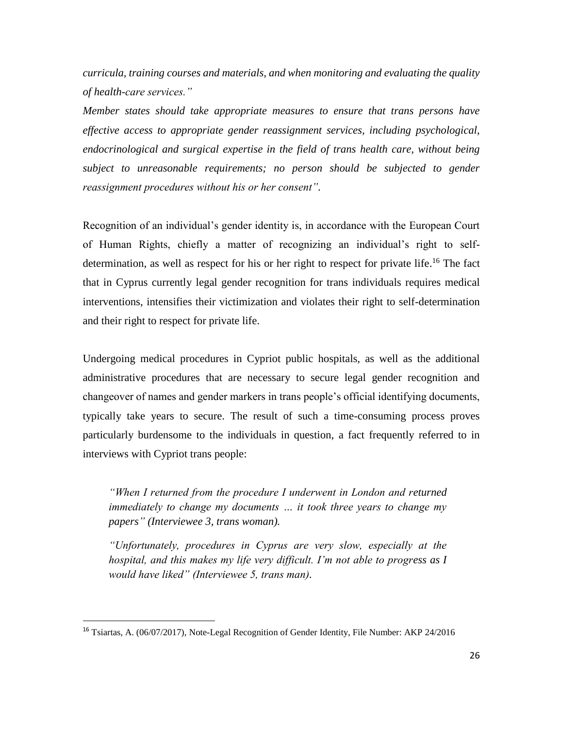*curricula, training courses and materials, and when monitoring and evaluating the quality of health-care services."*

*Member states should take appropriate measures to ensure that trans persons have effective access to appropriate gender reassignment services, including psychological, endocrinological and surgical expertise in the field of trans health care, without being subject to unreasonable requirements; no person should be subjected to gender reassignment procedures without his or her consent".*

Recognition of an individual's gender identity is, in accordance with the European Court of Human Rights, chiefly a matter of recognizing an individual's right to self-determination, as well as respect for his or her right to respect for private life.[16] The fact that in Cyprus currently legal gender recognition for trans individuals requires medical interventions, intensifies their victimization and violates their right to self-determination and their right to respect for private life.

Undergoing medical procedures in Cypriot public hospitals, as well as the additional administrative procedures that are necessary to secure legal gender recognition and changeover of names and gender markers in trans people's official identifying documents, typically take years to secure. The result of such a time-consuming process proves particularly burdensome to the individuals in question, a fact frequently referred to in interviews with Cypriot trans people:

> *"When I returned from the procedure I underwent in London and returned immediately to change my documents … it took three years to change my papers" (Interviewee 3, trans woman).*
>
> *"Unfortunately, procedures in Cyprus are very slow, especially at the hospital, and this makes my life very difficult. I'm not able to progress as I would have liked" (Interviewee 5, trans man).*

---

[16] Tsiartas, A. (06/07/2017), Note-Legal Recognition of Gender Identity, File Number: AKP 24/2016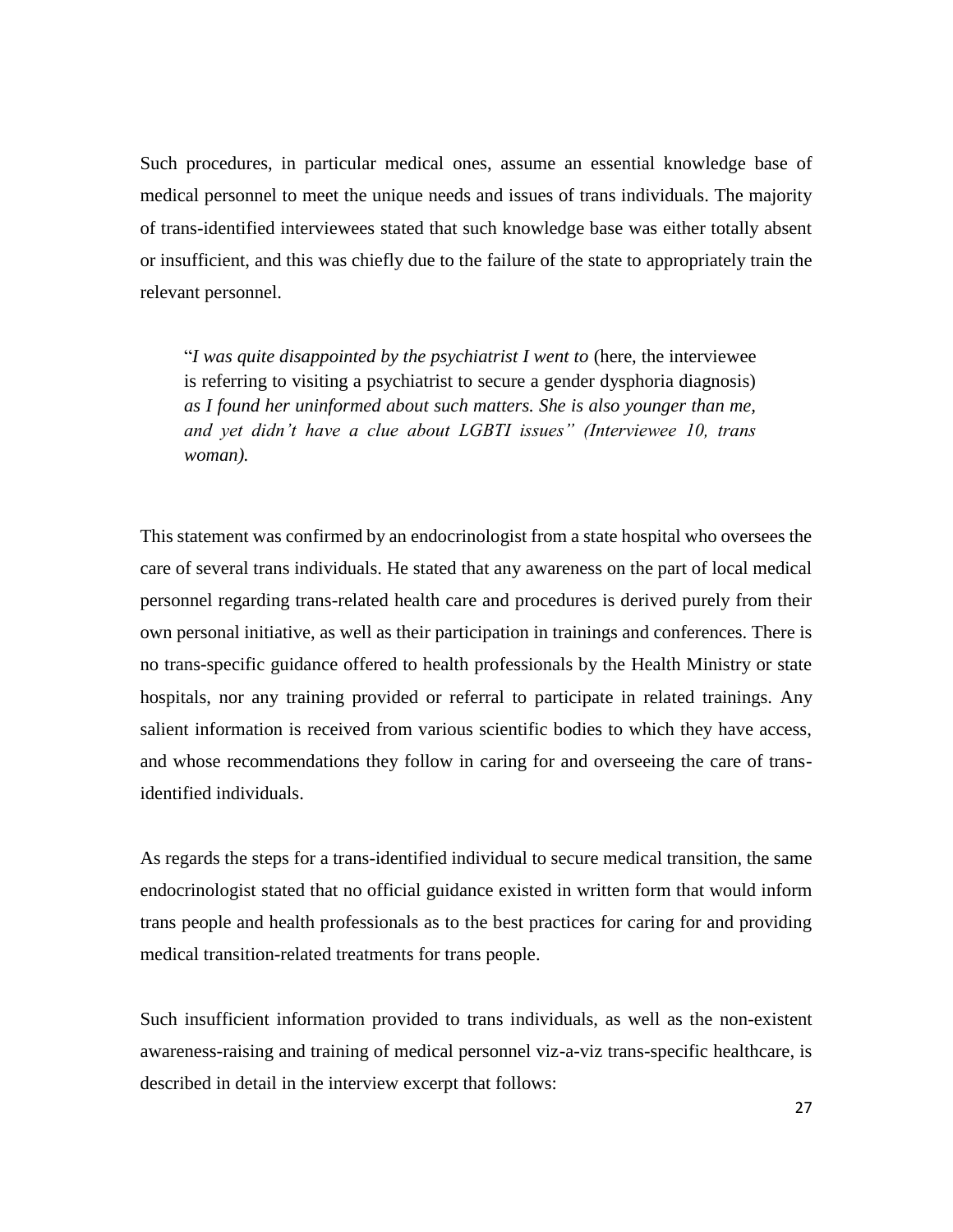Such procedures, in particular medical ones, assume an essential knowledge base of medical personnel to meet the unique needs and issues of trans individuals. The majority of trans-identified interviewees stated that such knowledge base was either totally absent or insufficient, and this was chiefly due to the failure of the state to appropriately train the relevant personnel.

> "*I was quite disappointed by the psychiatrist I went to* (here, the interviewee is referring to visiting a psychiatrist to secure a gender dysphoria diagnosis) *as I found her uninformed about such matters. She is also younger than me, and yet didn't have a clue about LGBTI issues" (Interviewee 10, trans woman).*

This statement was confirmed by an endocrinologist from a state hospital who oversees the care of several trans individuals. He stated that any awareness on the part of local medical personnel regarding trans-related health care and procedures is derived purely from their own personal initiative, as well as their participation in trainings and conferences. There is no trans-specific guidance offered to health professionals by the Health Ministry or state hospitals, nor any training provided or referral to participate in related trainings. Any salient information is received from various scientific bodies to which they have access, and whose recommendations they follow in caring for and overseeing the care of trans-identified individuals.

As regards the steps for a trans-identified individual to secure medical transition, the same endocrinologist stated that no official guidance existed in written form that would inform trans people and health professionals as to the best practices for caring for and providing medical transition-related treatments for trans people.

Such insufficient information provided to trans individuals, as well as the non-existent awareness-raising and training of medical personnel viz-a-viz trans-specific healthcare, is described in detail in the interview excerpt that follows: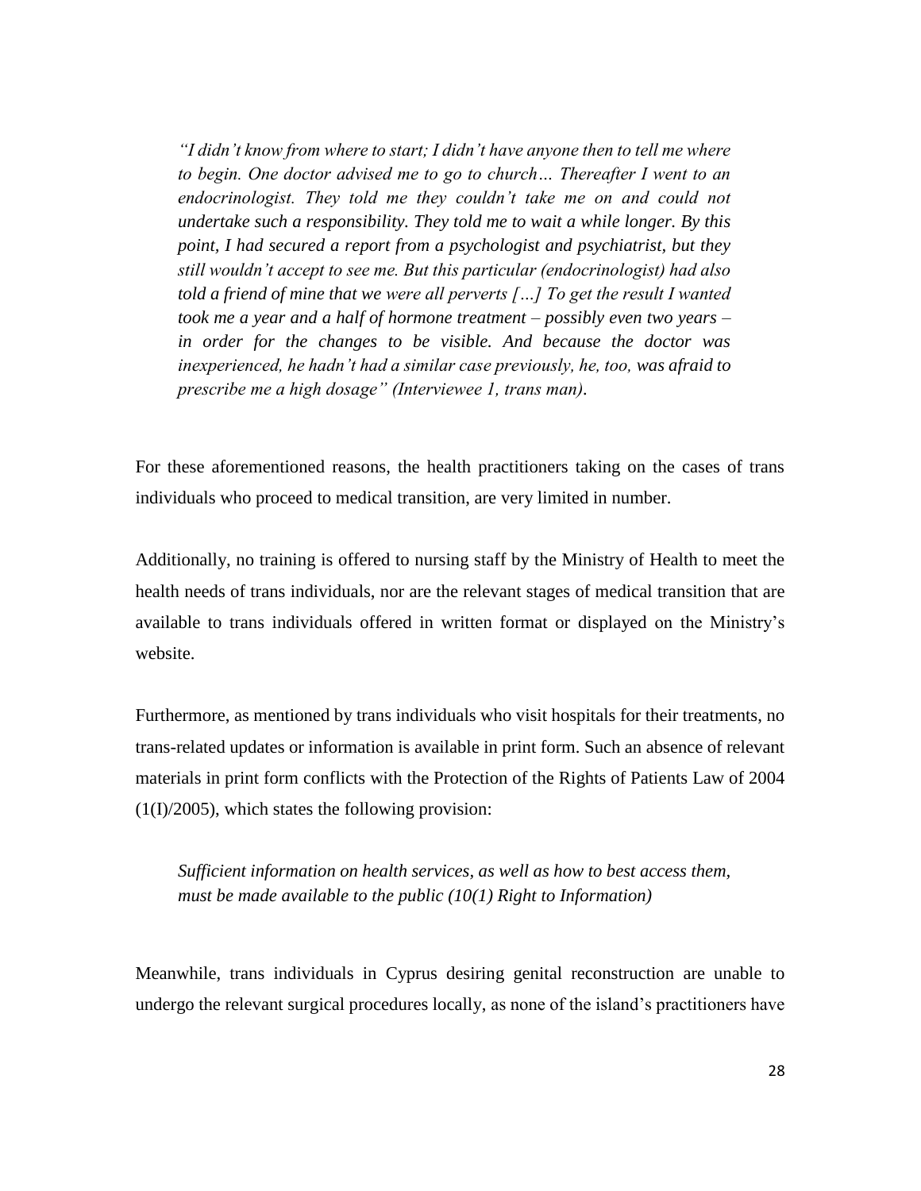*"I didn't know from where to start; I didn't have anyone then to tell me where to begin. One doctor advised me to go to church… Thereafter I went to an endocrinologist. They told me they couldn't take me on and could not undertake such a responsibility. They told me to wait a while longer. By this point, I had secured a report from a psychologist and psychiatrist, but they still wouldn't accept to see me. But this particular (endocrinologist) had also told a friend of mine that we were all perverts […] To get the result I wanted took me a year and a half of hormone treatment – possibly even two years – in order for the changes to be visible. And because the doctor was inexperienced, he hadn't had a similar case previously, he, too, was afraid to prescribe me a high dosage" (Interviewee 1, trans man).*

For these aforementioned reasons, the health practitioners taking on the cases of trans individuals who proceed to medical transition, are very limited in number.

Additionally, no training is offered to nursing staff by the Ministry of Health to meet the health needs of trans individuals, nor are the relevant stages of medical transition that are available to trans individuals offered in written format or displayed on the Ministry's website.

Furthermore, as mentioned by trans individuals who visit hospitals for their treatments, no trans-related updates or information is available in print form. Such an absence of relevant materials in print form conflicts with the Protection of the Rights of Patients Law of 2004 (1(I)/2005), which states the following provision:

*Sufficient information on health services, as well as how to best access them, must be made available to the public (10(1) Right to Information)*

Meanwhile, trans individuals in Cyprus desiring genital reconstruction are unable to undergo the relevant surgical procedures locally, as none of the island's practitioners have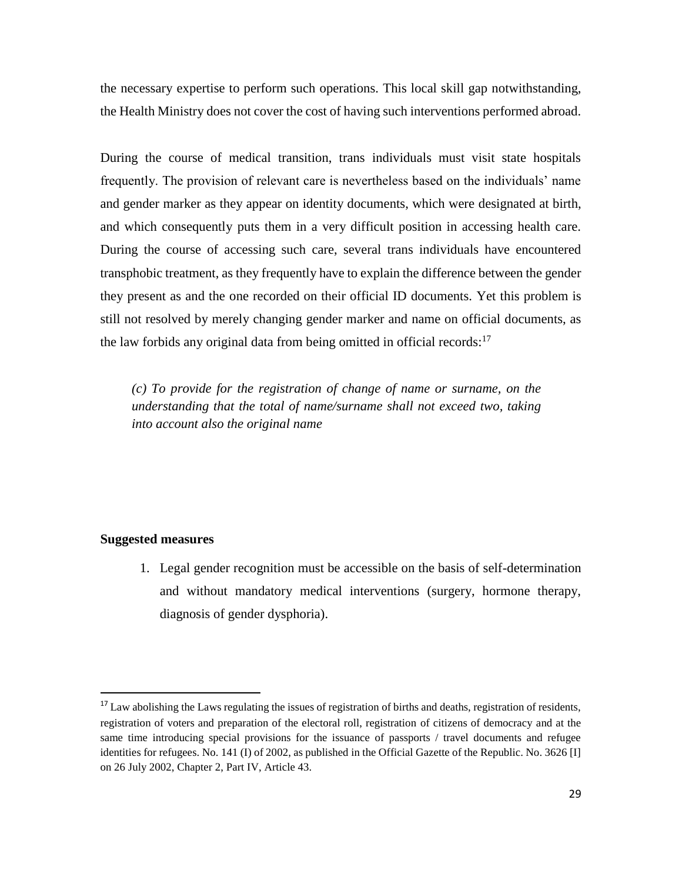the necessary expertise to perform such operations. This local skill gap notwithstanding, the Health Ministry does not cover the cost of having such interventions performed abroad.

During the course of medical transition, trans individuals must visit state hospitals frequently. The provision of relevant care is nevertheless based on the individuals' name and gender marker as they appear on identity documents, which were designated at birth, and which consequently puts them in a very difficult position in accessing health care. During the course of accessing such care, several trans individuals have encountered transphobic treatment, as they frequently have to explain the difference between the gender they present as and the one recorded on their official ID documents. Yet this problem is still not resolved by merely changing gender marker and name on official documents, as the law forbids any original data from being omitted in official records:[17]

> *(c) To provide for the registration of change of name or surname, on the understanding that the total of name/surname shall not exceed two, taking into account also the original name*

**Suggested measures**

1. Legal gender recognition must be accessible on the basis of self-determination and without mandatory medical interventions (surgery, hormone therapy, diagnosis of gender dysphoria).

[17] Law abolishing the Laws regulating the issues of registration of births and deaths, registration of residents, registration of voters and preparation of the electoral roll, registration of citizens of democracy and at the same time introducing special provisions for the issuance of passports / travel documents and refugee identities for refugees. No. 141 (I) of 2002, as published in the Official Gazette of the Republic. No. 3626 [I] on 26 July 2002, Chapter 2, Part IV, Article 43.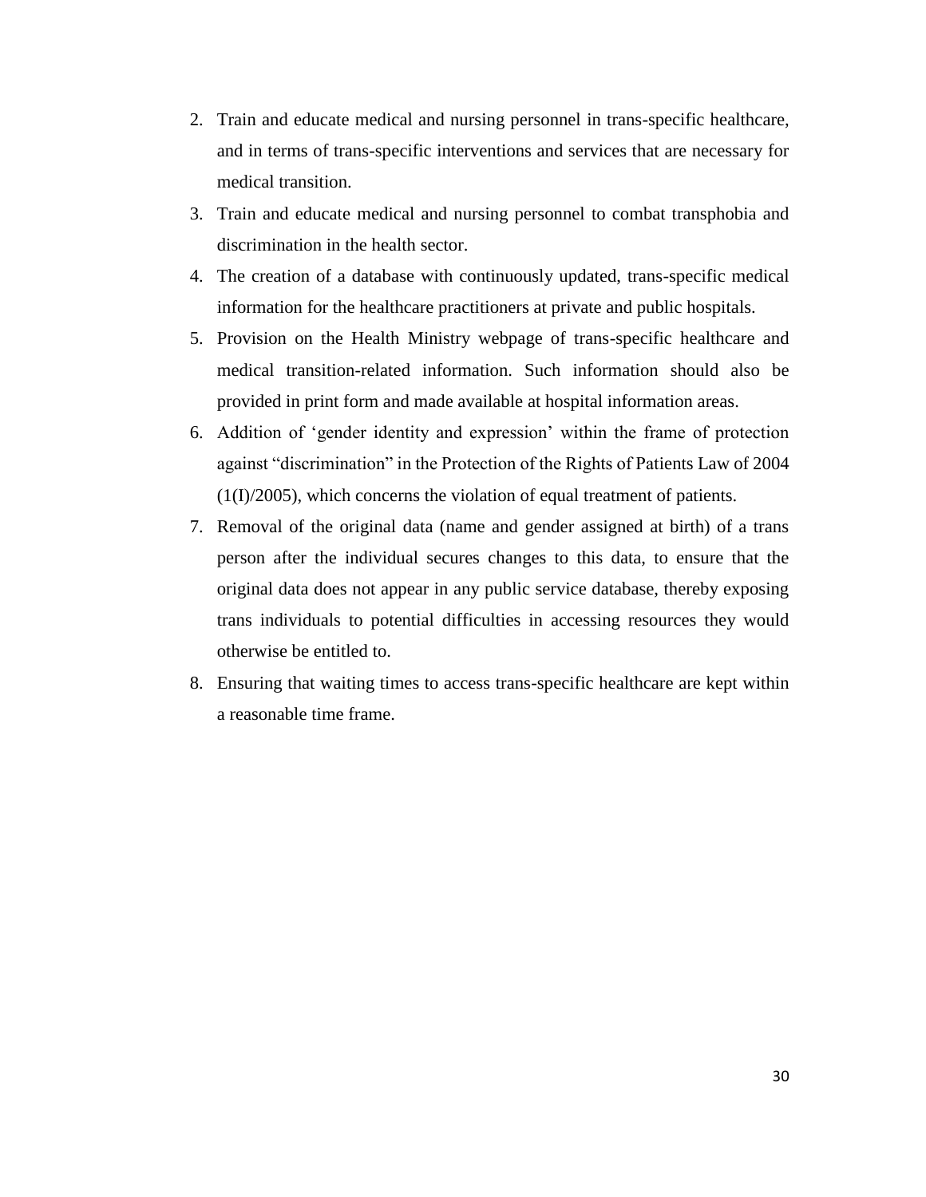2. Train and educate medical and nursing personnel in trans-specific healthcare, and in terms of trans-specific interventions and services that are necessary for medical transition.
3. Train and educate medical and nursing personnel to combat transphobia and discrimination in the health sector.
4. The creation of a database with continuously updated, trans-specific medical information for the healthcare practitioners at private and public hospitals.
5. Provision on the Health Ministry webpage of trans-specific healthcare and medical transition-related information. Such information should also be provided in print form and made available at hospital information areas.
6. Addition of 'gender identity and expression' within the frame of protection against "discrimination" in the Protection of the Rights of Patients Law of 2004 (1(I)/2005), which concerns the violation of equal treatment of patients.
7. Removal of the original data (name and gender assigned at birth) of a trans person after the individual secures changes to this data, to ensure that the original data does not appear in any public service database, thereby exposing trans individuals to potential difficulties in accessing resources they would otherwise be entitled to.
8. Ensuring that waiting times to access trans-specific healthcare are kept within a reasonable time frame.